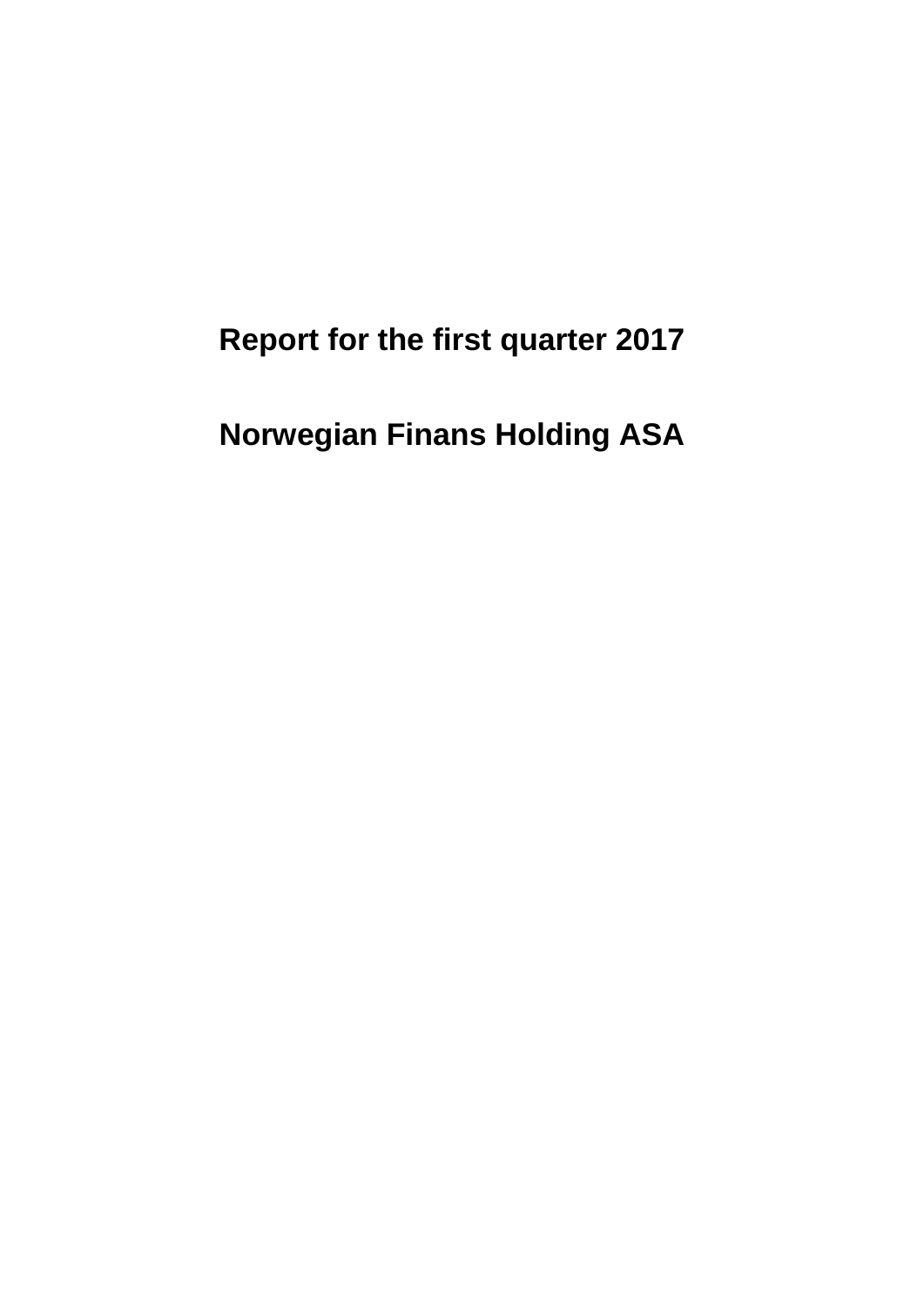# Report for the first quarter 2017

# Norwegian Finans Holding ASA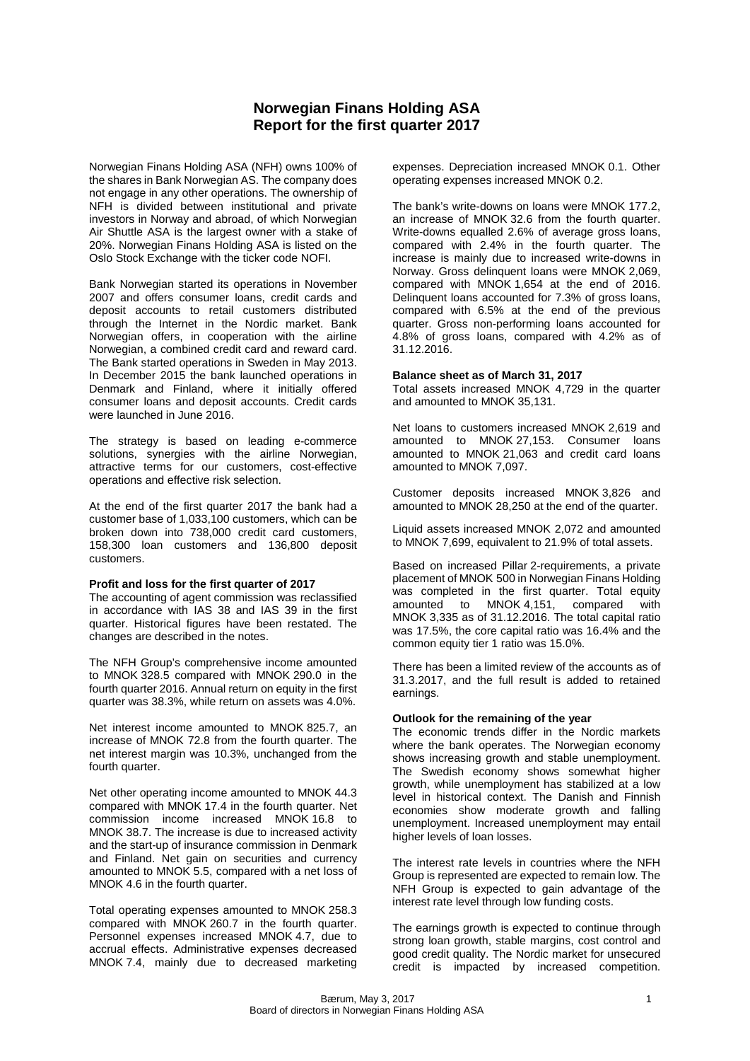# Norwegian Finans Holding ASA
# Report for the first quarter 2017

Norwegian Finans Holding ASA (NFH) owns 100% of the shares in Bank Norwegian AS. The company does not engage in any other operations. The ownership of NFH is divided between institutional and private investors in Norway and abroad, of which Norwegian Air Shuttle ASA is the largest owner with a stake of 20%. Norwegian Finans Holding ASA is listed on the Oslo Stock Exchange with the ticker code NOFI.

Bank Norwegian started its operations in November 2007 and offers consumer loans, credit cards and deposit accounts to retail customers distributed through the Internet in the Nordic market. Bank Norwegian offers, in cooperation with the airline Norwegian, a combined credit card and reward card. The Bank started operations in Sweden in May 2013. In December 2015 the bank launched operations in Denmark and Finland, where it initially offered consumer loans and deposit accounts. Credit cards were launched in June 2016.

The strategy is based on leading e-commerce solutions, synergies with the airline Norwegian, attractive terms for our customers, cost-effective operations and effective risk selection.

At the end of the first quarter 2017 the bank had a customer base of 1,033,100 customers, which can be broken down into 738,000 credit card customers, 158,300 loan customers and 136,800 deposit customers.

**Profit and loss for the first quarter of 2017**

The accounting of agent commission was reclassified in accordance with IAS 38 and IAS 39 in the first quarter. Historical figures have been restated. The changes are described in the notes.

The NFH Group's comprehensive income amounted to MNOK 328.5 compared with MNOK 290.0 in the fourth quarter 2016. Annual return on equity in the first quarter was 38.3%, while return on assets was 4.0%.

Net interest income amounted to MNOK 825.7, an increase of MNOK 72.8 from the fourth quarter. The net interest margin was 10.3%, unchanged from the fourth quarter.

Net other operating income amounted to MNOK 44.3 compared with MNOK 17.4 in the fourth quarter. Net commission income increased MNOK 16.8 to MNOK 38.7. The increase is due to increased activity and the start-up of insurance commission in Denmark and Finland. Net gain on securities and currency amounted to MNOK 5.5, compared with a net loss of MNOK 4.6 in the fourth quarter.

Total operating expenses amounted to MNOK 258.3 compared with MNOK 260.7 in the fourth quarter. Personnel expenses increased MNOK 4.7, due to accrual effects. Administrative expenses decreased MNOK 7.4, mainly due to decreased marketing expenses. Depreciation increased MNOK 0.1. Other operating expenses increased MNOK 0.2.

The bank's write-downs on loans were MNOK 177.2, an increase of MNOK 32.6 from the fourth quarter. Write-downs equalled 2.6% of average gross loans, compared with 2.4% in the fourth quarter. The increase is mainly due to increased write-downs in Norway. Gross delinquent loans were MNOK 2,069, compared with MNOK 1,654 at the end of 2016. Delinquent loans accounted for 7.3% of gross loans, compared with 6.5% at the end of the previous quarter. Gross non-performing loans accounted for 4.8% of gross loans, compared with 4.2% as of 31.12.2016.

**Balance sheet as of March 31, 2017**

Total assets increased MNOK 4,729 in the quarter and amounted to MNOK 35,131.

Net loans to customers increased MNOK 2,619 and amounted to MNOK 27,153. Consumer loans amounted to MNOK 21,063 and credit card loans amounted to MNOK 7,097.

Customer deposits increased MNOK 3,826 and amounted to MNOK 28,250 at the end of the quarter.

Liquid assets increased MNOK 2,072 and amounted to MNOK 7,699, equivalent to 21.9% of total assets.

Based on increased Pillar 2-requirements, a private placement of MNOK 500 in Norwegian Finans Holding was completed in the first quarter. Total equity amounted to MNOK 4,151, compared with MNOK 3,335 as of 31.12.2016. The total capital ratio was 17.5%, the core capital ratio was 16.4% and the common equity tier 1 ratio was 15.0%.

There has been a limited review of the accounts as of 31.3.2017, and the full result is added to retained earnings.

**Outlook for the remaining of the year**

The economic trends differ in the Nordic markets where the bank operates. The Norwegian economy shows increasing growth and stable unemployment. The Swedish economy shows somewhat higher growth, while unemployment has stabilized at a low level in historical context. The Danish and Finnish economies show moderate growth and falling unemployment. Increased unemployment may entail higher levels of loan losses.

The interest rate levels in countries where the NFH Group is represented are expected to remain low. The NFH Group is expected to gain advantage of the interest rate level through low funding costs.

The earnings growth is expected to continue through strong loan growth, stable margins, cost control and good credit quality. The Nordic market for unsecured credit is impacted by increased competition.

Bærum, May 3, 2017
Board of directors in Norwegian Finans Holding ASA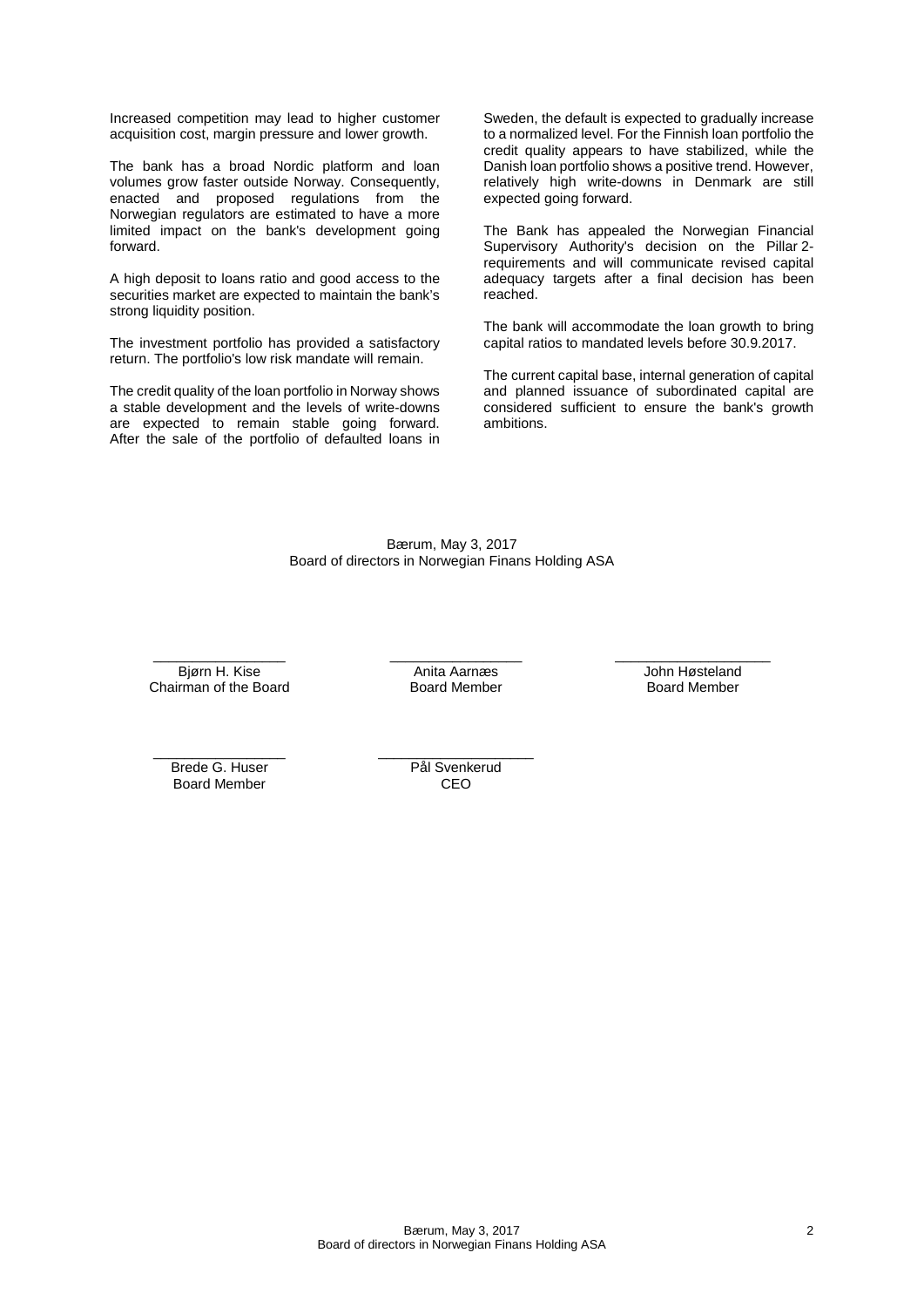Increased competition may lead to higher customer acquisition cost, margin pressure and lower growth.

The bank has a broad Nordic platform and loan volumes grow faster outside Norway. Consequently, enacted and proposed regulations from the Norwegian regulators are estimated to have a more limited impact on the bank's development going forward.

A high deposit to loans ratio and good access to the securities market are expected to maintain the bank's strong liquidity position.

The investment portfolio has provided a satisfactory return. The portfolio's low risk mandate will remain.

The credit quality of the loan portfolio in Norway shows a stable development and the levels of write-downs are expected to remain stable going forward. After the sale of the portfolio of defaulted loans in Sweden, the default is expected to gradually increase to a normalized level. For the Finnish loan portfolio the credit quality appears to have stabilized, while the Danish loan portfolio shows a positive trend. However, relatively high write-downs in Denmark are still expected going forward.

The Bank has appealed the Norwegian Financial Supervisory Authority's decision on the Pillar 2-requirements and will communicate revised capital adequacy targets after a final decision has been reached.

The bank will accommodate the loan growth to bring capital ratios to mandated levels before 30.9.2017.

The current capital base, internal generation of capital and planned issuance of subordinated capital are considered sufficient to ensure the bank's growth ambitions.

Bærum, May 3, 2017
Board of directors in Norwegian Finans Holding ASA

| | | |
|---|---|---|
| Bjørn H. Kise<br>Chairman of the Board | Anita Aarnæs<br>Board Member | John Høsteland<br>Board Member |
| Brede G. Huser<br>Board Member | Pål Svenkerud<br>CEO | |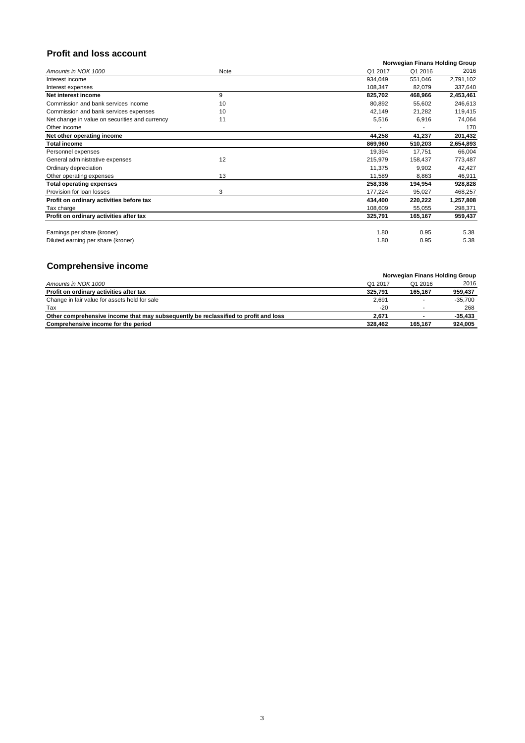## Profit and loss account

| Amounts in NOK 1000 | Note | Q1 2017 | Q1 2016 | 2016 |
|---|---|---|---|---|
| | | Norwegian Finans Holding Group | | |
| Interest income | | 934,049 | 551,046 | 2,791,102 |
| Interest expenses | | 108,347 | 82,079 | 337,640 |
| **Net interest income** | 9 | **825,702** | **468,966** | **2,453,461** |
| Commission and bank services income | 10 | 80,892 | 55,602 | 246,613 |
| Commission and bank services expenses | 10 | 42,149 | 21,282 | 119,415 |
| Net change in value on securities and currency | 11 | 5,516 | 6,916 | 74,064 |
| Other income | | - | - | 170 |
| **Net other operating income** | | **44,258** | **41,237** | **201,432** |
| **Total income** | | **869,960** | **510,203** | **2,654,893** |
| Personnel expenses | | 19,394 | 17,751 | 66,004 |
| General administrative expenses | 12 | 215,979 | 158,437 | 773,487 |
| Ordinary depreciation | | 11,375 | 9,902 | 42,427 |
| Other operating expenses | 13 | 11,589 | 8,863 | 46,911 |
| **Total operating expenses** | | **258,336** | **194,954** | **928,828** |
| Provision for loan losses | 3 | 177,224 | 95,027 | 468,257 |
| **Profit on ordinary activities before tax** | | **434,400** | **220,222** | **1,257,808** |
| Tax charge | | 108,609 | 55,055 | 298,371 |
| **Profit on ordinary activities after tax** | | **325,791** | **165,167** | **959,437** |
| | | | | |
| Earnings per share (kroner) | | 1.80 | 0.95 | 5.38 |
| Diluted earning per share (kroner) | | 1.80 | 0.95 | 5.38 |

## Comprehensive income

| Amounts in NOK 1000 | Q1 2017 | Q1 2016 | 2016 |
|---|---|---|---|
| | Norwegian Finans Holding Group | | |
| **Profit on ordinary activities after tax** | **325,791** | **165,167** | **959,437** |
| Change in fair value for assets held for sale | 2,691 | - | -35,700 |
| Tax | -20 | - | 268 |
| **Other comprehensive income that may subsequently be reclassified to profit and loss** | **2,671** | **-** | **-35,433** |
| **Comprehensive income for the period** | **328,462** | **165,167** | **924,005** |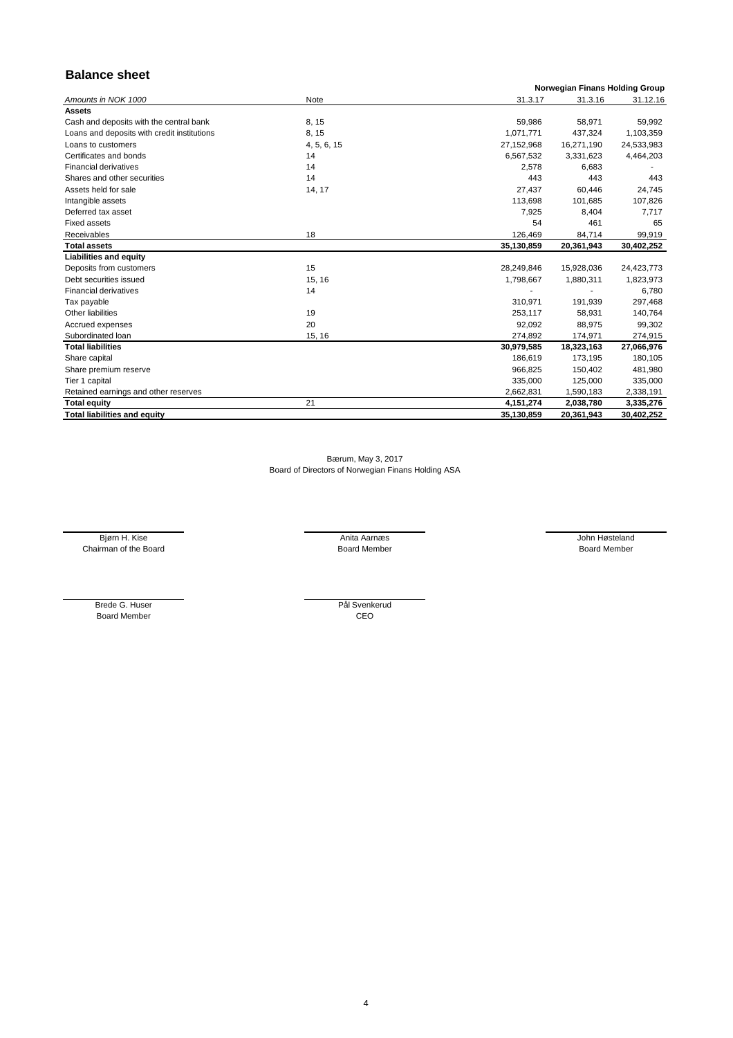## Balance sheet

| Amounts in NOK 1000 | Note | Norwegian Finans Holding Group | | |
|---|---|---|---|---|
| | | 31.3.17 | 31.3.16 | 31.12.16 |
| **Assets** | | | | |
| Cash and deposits with the central bank | 8, 15 | 59,986 | 58,971 | 59,992 |
| Loans and deposits with credit institutions | 8, 15 | 1,071,771 | 437,324 | 1,103,359 |
| Loans to customers | 4, 5, 6, 15 | 27,152,968 | 16,271,190 | 24,533,983 |
| Certificates and bonds | 14 | 6,567,532 | 3,331,623 | 4,464,203 |
| Financial derivatives | 14 | 2,578 | 6,683 | - |
| Shares and other securities | 14 | 443 | 443 | 443 |
| Assets held for sale | 14, 17 | 27,437 | 60,446 | 24,745 |
| Intangible assets | | 113,698 | 101,685 | 107,826 |
| Deferred tax asset | | 7,925 | 8,404 | 7,717 |
| Fixed assets | | 54 | 461 | 65 |
| Receivables | 18 | 126,469 | 84,714 | 99,919 |
| **Total assets** | | **35,130,859** | **20,361,943** | **30,402,252** |
| **Liabilities and equity** | | | | |
| Deposits from customers | 15 | 28,249,846 | 15,928,036 | 24,423,773 |
| Debt securities issued | 15, 16 | 1,798,667 | 1,880,311 | 1,823,973 |
| Financial derivatives | 14 | - | - | 6,780 |
| Tax payable | | 310,971 | 191,939 | 297,468 |
| Other liabilities | 19 | 253,117 | 58,931 | 140,764 |
| Accrued expenses | 20 | 92,092 | 88,975 | 99,302 |
| Subordinated loan | 15, 16 | 274,892 | 174,971 | 274,915 |
| **Total liabilities** | | **30,979,585** | **18,323,163** | **27,066,976** |
| Share capital | | 186,619 | 173,195 | 180,105 |
| Share premium reserve | | 966,825 | 150,402 | 481,980 |
| Tier 1 capital | | 335,000 | 125,000 | 335,000 |
| Retained earnings and other reserves | | 2,662,831 | 1,590,183 | 2,338,191 |
| **Total equity** | 21 | **4,151,274** | **2,038,780** | **3,335,276** |
| **Total liabilities and equity** | | **35,130,859** | **20,361,943** | **30,402,252** |

Bærum, May 3, 2017
Board of Directors of Norwegian Finans Holding ASA

Bjørn H. Kise
Chairman of the Board

Anita Aarnæs
Board Member

John Høsteland
Board Member

Brede G. Huser
Board Member

Pål Svenkerud
CEO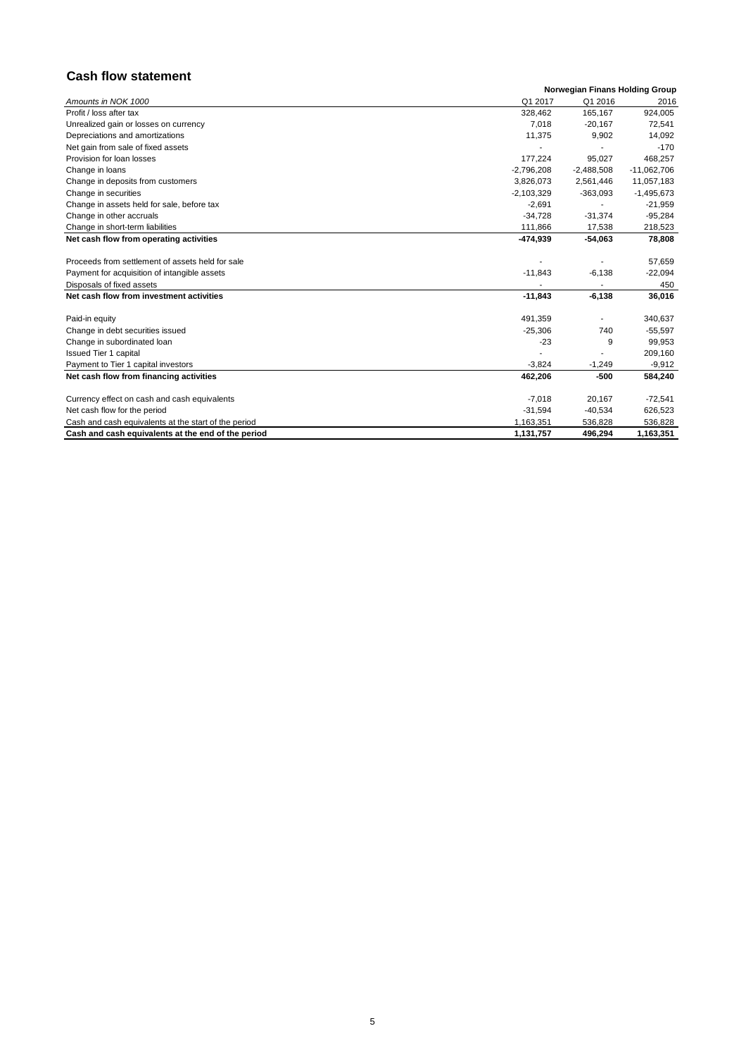## Cash flow statement

| *Amounts in NOK 1000* | Norwegian Finans Holding Group Q1 2017 | Q1 2016 | 2016 |
|---|---|---|---|
| Profit / loss after tax | 328,462 | 165,167 | 924,005 |
| Unrealized gain or losses on currency | 7,018 | -20,167 | 72,541 |
| Depreciations and amortizations | 11,375 | 9,902 | 14,092 |
| Net gain from sale of fixed assets | - | - | -170 |
| Provision for loan losses | 177,224 | 95,027 | 468,257 |
| Change in loans | -2,796,208 | -2,488,508 | -11,062,706 |
| Change in deposits from customers | 3,826,073 | 2,561,446 | 11,057,183 |
| Change in securities | -2,103,329 | -363,093 | -1,495,673 |
| Change in assets held for sale, before tax | -2,691 | - | -21,959 |
| Change in other accruals | -34,728 | -31,374 | -95,284 |
| Change in short-term liabilities | 111,866 | 17,538 | 218,523 |
| **Net cash flow from operating activities** | **-474,939** | **-54,063** | **78,808** |
| | | | |
| Proceeds from settlement of assets held for sale | - | - | 57,659 |
| Payment for acquisition of intangible assets | -11,843 | -6,138 | -22,094 |
| Disposals of fixed assets | - | - | 450 |
| **Net cash flow from investment activities** | **-11,843** | **-6,138** | **36,016** |
| | | | |
| Paid-in equity | 491,359 | - | 340,637 |
| Change in debt securities issued | -25,306 | 740 | -55,597 |
| Change in subordinated loan | -23 | 9 | 99,953 |
| Issued Tier 1 capital | - | - | 209,160 |
| Payment to Tier 1 capital investors | -3,824 | -1,249 | -9,912 |
| **Net cash flow from financing activities** | **462,206** | **-500** | **584,240** |
| | | | |
| Currency effect on cash and cash equivalents | -7,018 | 20,167 | -72,541 |
| Net cash flow for the period | -31,594 | -40,534 | 626,523 |
| Cash and cash equivalents at the start of the period | 1,163,351 | 536,828 | 536,828 |
| **Cash and cash equivalents at the end of the period** | **1,131,757** | **496,294** | **1,163,351** |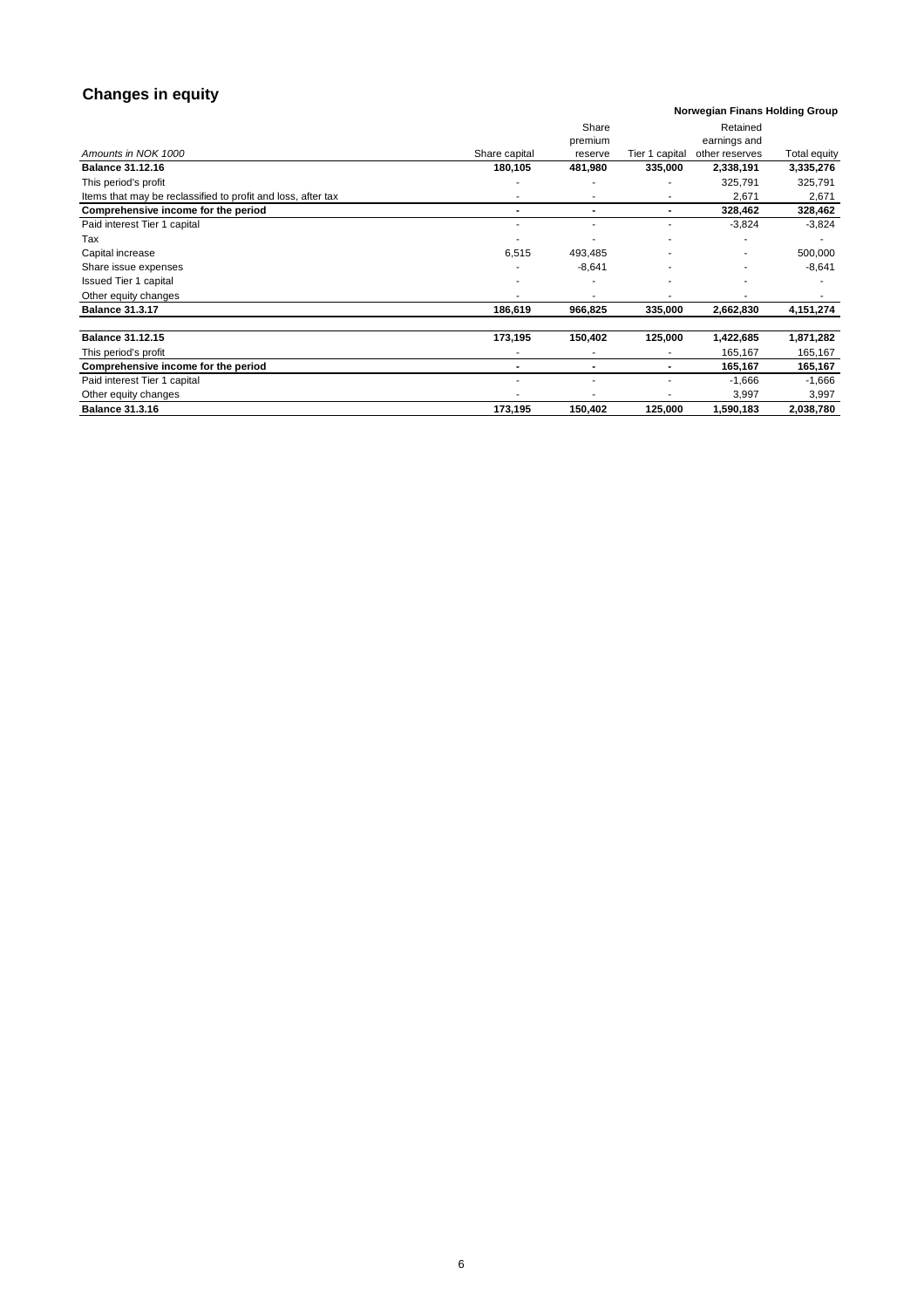## Changes in equity

**Norwegian Finans Holding Group**

| *Amounts in NOK 1000* | Share capital | Share premium reserve | Tier 1 capital | Retained earnings and other reserves | Total equity |
|---|---|---|---|---|---|
| **Balance 31.12.16** | **180,105** | **481,980** | **335,000** | **2,338,191** | **3,335,276** |
| This period's profit | - | - | - | 325,791 | 325,791 |
| Items that may be reclassified to profit and loss, after tax | - | - | - | 2,671 | 2,671 |
| **Comprehensive income for the period** | **-** | **-** | **-** | **328,462** | **328,462** |
| Paid interest Tier 1 capital | - | - | - | -3,824 | -3,824 |
| Tax | - | - | - | - | - |
| Capital increase | 6,515 | 493,485 | - | - | 500,000 |
| Share issue expenses | - | -8,641 | - | - | -8,641 |
| Issued Tier 1 capital | - | - | - | - | - |
| Other equity changes | - | - | - | - | - |
| **Balance 31.3.17** | **186,619** | **966,825** | **335,000** | **2,662,830** | **4,151,274** |
| | | | | | |
| **Balance 31.12.15** | **173,195** | **150,402** | **125,000** | **1,422,685** | **1,871,282** |
| This period's profit | - | - | - | 165,167 | 165,167 |
| **Comprehensive income for the period** | **-** | **-** | **-** | **165,167** | **165,167** |
| Paid interest Tier 1 capital | - | - | - | -1,666 | -1,666 |
| Other equity changes | - | - | - | 3,997 | 3,997 |
| **Balance 31.3.16** | **173,195** | **150,402** | **125,000** | **1,590,183** | **2,038,780** |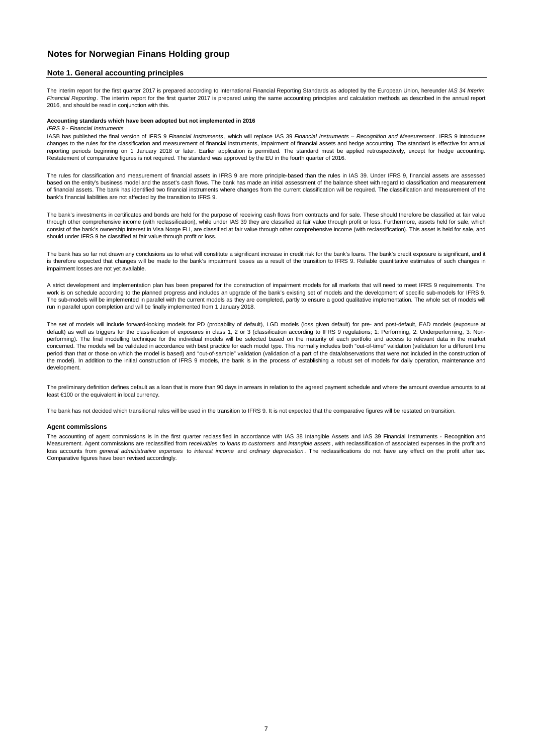# Notes for Norwegian Finans Holding group

## Note 1. General accounting principles

The interim report for the first quarter 2017 is prepared according to International Financial Reporting Standards as adopted by the European Union, hereunder *IAS 34 Interim Financial Reporting*. The interim report for the first quarter 2017 is prepared using the same accounting principles and calculation methods as described in the annual report 2016, and should be read in conjunction with this.

**Accounting standards which have been adopted but not implemented in 2016**

*IFRS 9 - Financial Instruments*

IASB has published the final version of IFRS 9 *Financial Instruments*, which will replace IAS 39 *Financial Instruments – Recognition and Measurement*. IFRS 9 introduces changes to the rules for the classification and measurement of financial instruments, impairment of financial assets and hedge accounting. The standard is effective for annual reporting periods beginning on 1 January 2018 or later. Earlier application is permitted. The standard must be applied retrospectively, except for hedge accounting. Restatement of comparative figures is not required. The standard was approved by the EU in the fourth quarter of 2016.

The rules for classification and measurement of financial assets in IFRS 9 are more principle-based than the rules in IAS 39. Under IFRS 9, financial assets are assessed based on the entity's business model and the asset's cash flows. The bank has made an initial assessment of the balance sheet with regard to classification and measurement of financial assets. The bank has identified two financial instruments where changes from the current classification will be required. The classification and measurement of the bank's financial liabilities are not affected by the transition to IFRS 9.

The bank's investments in certificates and bonds are held for the purpose of receiving cash flows from contracts and for sale. These should therefore be classified at fair value through other comprehensive income (with reclassification), while under IAS 39 they are classified at fair value through profit or loss. Furthermore, assets held for sale, which consist of the bank's ownership interest in Visa Norge FLI, are classified at fair value through other comprehensive income (with reclassification). This asset is held for sale, and should under IFRS 9 be classified at fair value through profit or loss.

The bank has so far not drawn any conclusions as to what will constitute a significant increase in credit risk for the bank's loans. The bank's credit exposure is significant, and it is therefore expected that changes will be made to the bank's impairment losses as a result of the transition to IFRS 9. Reliable quantitative estimates of such changes in impairment losses are not yet available.

A strict development and implementation plan has been prepared for the construction of impairment models for all markets that will need to meet IFRS 9 requirements. The work is on schedule according to the planned progress and includes an upgrade of the bank's existing set of models and the development of specific sub-models for IFRS 9. The sub-models will be implemented in parallel with the current models as they are completed, partly to ensure a good qualitative implementation. The whole set of models will run in parallel upon completion and will be finally implemented from 1 January 2018.

The set of models will include forward-looking models for PD (probability of default), LGD models (loss given default) for pre- and post-default, EAD models (exposure at default) as well as triggers for the classification of exposures in class 1, 2 or 3 (classification according to IFRS 9 regulations; 1: Performing, 2: Underperforming, 3: Non-performing). The final modelling technique for the individual models will be selected based on the maturity of each portfolio and access to relevant data in the market concerned. The models will be validated in accordance with best practice for each model type. This normally includes both "out-of-time" validation (validation for a different time period than that or those on which the model is based) and "out-of-sample" validation (validation of a part of the data/observations that were not included in the construction of the model). In addition to the initial construction of IFRS 9 models, the bank is in the process of establishing a robust set of models for daily operation, maintenance and development.

The preliminary definition defines default as a loan that is more than 90 days in arrears in relation to the agreed payment schedule and where the amount overdue amounts to at least €100 or the equivalent in local currency.

The bank has not decided which transitional rules will be used in the transition to IFRS 9. It is not expected that the comparative figures will be restated on transition.

**Agent commissions**

The accounting of agent commissions is in the first quarter reclassified in accordance with IAS 38 Intangible Assets and IAS 39 Financial Instruments - Recognition and Measurement. Agent commissions are reclassified from *receivables* to *loans to customers* and *intangible assets*, with reclassification of associated expenses in the profit and loss accounts from *general administrative expenses* to *interest income* and *ordinary depreciation*. The reclassifications do not have any effect on the profit after tax. Comparative figures have been revised accordingly.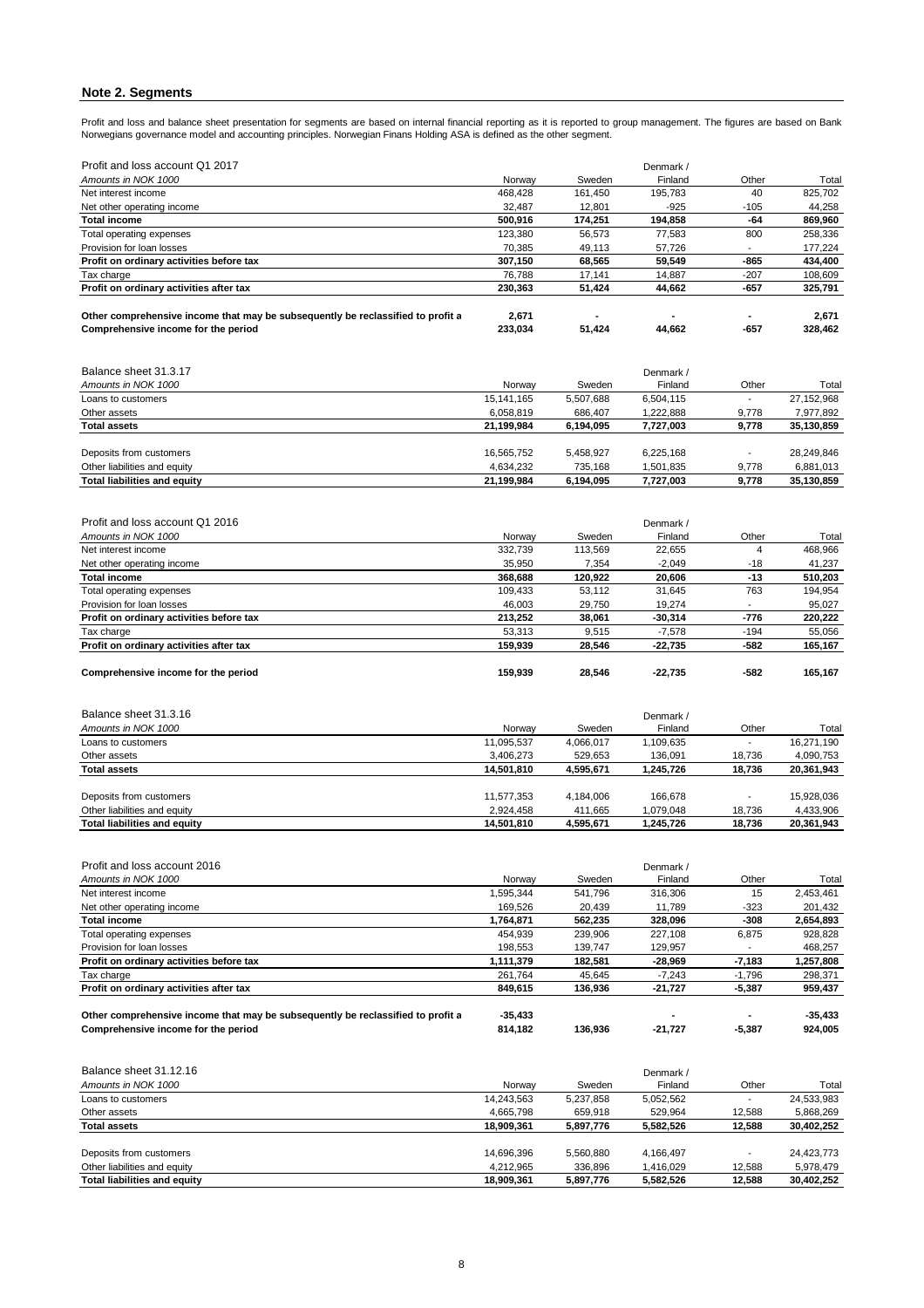## Note 2. Segments

Profit and loss and balance sheet presentation for segments are based on internal financial reporting as it is reported to group management. The figures are based on Bank Norwegians governance model and accounting principles. Norwegian Finans Holding ASA is defined as the other segment.

| Profit and loss account Q1 2017 | | | Denmark / | | |
|---|---|---|---|---|---|
| *Amounts in NOK 1000* | Norway | Sweden | Finland | Other | Total |
| Net interest income | 468,428 | 161,450 | 195,783 | 40 | 825,702 |
| Net other operating income | 32,487 | 12,801 | -925 | -105 | 44,258 |
| **Total income** | **500,916** | **174,251** | **194,858** | **-64** | **869,960** |
| Total operating expenses | 123,380 | 56,573 | 77,583 | 800 | 258,336 |
| Provision for loan losses | 70,385 | 49,113 | 57,726 | - | 177,224 |
| **Profit on ordinary activities before tax** | **307,150** | **68,565** | **59,549** | **-865** | **434,400** |
| Tax charge | 76,788 | 17,141 | 14,887 | -207 | 108,609 |
| **Profit on ordinary activities after tax** | **230,363** | **51,424** | **44,662** | **-657** | **325,791** |
| | | | | | |
| **Other comprehensive income that may be subsequently be reclassified to profit a** | **2,671** | **-** | **-** | **-** | **2,671** |
| **Comprehensive income for the period** | **233,034** | **51,424** | **44,662** | **-657** | **328,462** |

| Balance sheet 31.3.17 | | | Denmark / | | |
|---|---|---|---|---|---|
| *Amounts in NOK 1000* | Norway | Sweden | Finland | Other | Total |
| Loans to customers | 15,141,165 | 5,507,688 | 6,504,115 | - | 27,152,968 |
| Other assets | 6,058,819 | 686,407 | 1,222,888 | 9,778 | 7,977,892 |
| **Total assets** | **21,199,984** | **6,194,095** | **7,727,003** | **9,778** | **35,130,859** |
| | | | | | |
| Deposits from customers | 16,565,752 | 5,458,927 | 6,225,168 | - | 28,249,846 |
| Other liabilities and equity | 4,634,232 | 735,168 | 1,501,835 | 9,778 | 6,881,013 |
| **Total liabilities and equity** | **21,199,984** | **6,194,095** | **7,727,003** | **9,778** | **35,130,859** |

| Profit and loss account Q1 2016 | | | Denmark / | | |
|---|---|---|---|---|---|
| *Amounts in NOK 1000* | Norway | Sweden | Finland | Other | Total |
| Net interest income | 332,739 | 113,569 | 22,655 | 4 | 468,966 |
| Net other operating income | 35,950 | 7,354 | -2,049 | -18 | 41,237 |
| **Total income** | **368,688** | **120,922** | **20,606** | **-13** | **510,203** |
| Total operating expenses | 109,433 | 53,112 | 31,645 | 763 | 194,954 |
| Provision for loan losses | 46,003 | 29,750 | 19,274 | - | 95,027 |
| **Profit on ordinary activities before tax** | **213,252** | **38,061** | **-30,314** | **-776** | **220,222** |
| Tax charge | 53,313 | 9,515 | -7,578 | -194 | 55,056 |
| **Profit on ordinary activities after tax** | **159,939** | **28,546** | **-22,735** | **-582** | **165,167** |
| | | | | | |
| **Comprehensive income for the period** | **159,939** | **28,546** | **-22,735** | **-582** | **165,167** |

| Balance sheet 31.3.16 | | | Denmark / | | |
|---|---|---|---|---|---|
| *Amounts in NOK 1000* | Norway | Sweden | Finland | Other | Total |
| Loans to customers | 11,095,537 | 4,066,017 | 1,109,635 | - | 16,271,190 |
| Other assets | 3,406,273 | 529,653 | 136,091 | 18,736 | 4,090,753 |
| **Total assets** | **14,501,810** | **4,595,671** | **1,245,726** | **18,736** | **20,361,943** |
| | | | | | |
| Deposits from customers | 11,577,353 | 4,184,006 | 166,678 | - | 15,928,036 |
| Other liabilities and equity | 2,924,458 | 411,665 | 1,079,048 | 18,736 | 4,433,906 |
| **Total liabilities and equity** | **14,501,810** | **4,595,671** | **1,245,726** | **18,736** | **20,361,943** |

| Profit and loss account 2016 | | | Denmark / | | |
|---|---|---|---|---|---|
| *Amounts in NOK 1000* | Norway | Sweden | Finland | Other | Total |
| Net interest income | 1,595,344 | 541,796 | 316,306 | 15 | 2,453,461 |
| Net other operating income | 169,526 | 20,439 | 11,789 | -323 | 201,432 |
| **Total income** | **1,764,871** | **562,235** | **328,096** | **-308** | **2,654,893** |
| Total operating expenses | 454,939 | 239,906 | 227,108 | 6,875 | 928,828 |
| Provision for loan losses | 198,553 | 139,747 | 129,957 | - | 468,257 |
| **Profit on ordinary activities before tax** | **1,111,379** | **182,581** | **-28,969** | **-7,183** | **1,257,808** |
| Tax charge | 261,764 | 45,645 | -7,243 | -1,796 | 298,371 |
| **Profit on ordinary activities after tax** | **849,615** | **136,936** | **-21,727** | **-5,387** | **959,437** |
| | | | | | |
| **Other comprehensive income that may be subsequently be reclassified to profit a** | **-35,433** | | **-** | **-** | **-35,433** |
| **Comprehensive income for the period** | **814,182** | **136,936** | **-21,727** | **-5,387** | **924,005** |

| Balance sheet 31.12.16 | | | Denmark / | | |
|---|---|---|---|---|---|
| *Amounts in NOK 1000* | Norway | Sweden | Finland | Other | Total |
| Loans to customers | 14,243,563 | 5,237,858 | 5,052,562 | - | 24,533,983 |
| Other assets | 4,665,798 | 659,918 | 529,964 | 12,588 | 5,868,269 |
| **Total assets** | **18,909,361** | **5,897,776** | **5,582,526** | **12,588** | **30,402,252** |
| | | | | | |
| Deposits from customers | 14,696,396 | 5,560,880 | 4,166,497 | - | 24,423,773 |
| Other liabilities and equity | 4,212,965 | 336,896 | 1,416,029 | 12,588 | 5,978,479 |
| **Total liabilities and equity** | **18,909,361** | **5,897,776** | **5,582,526** | **12,588** | **30,402,252** |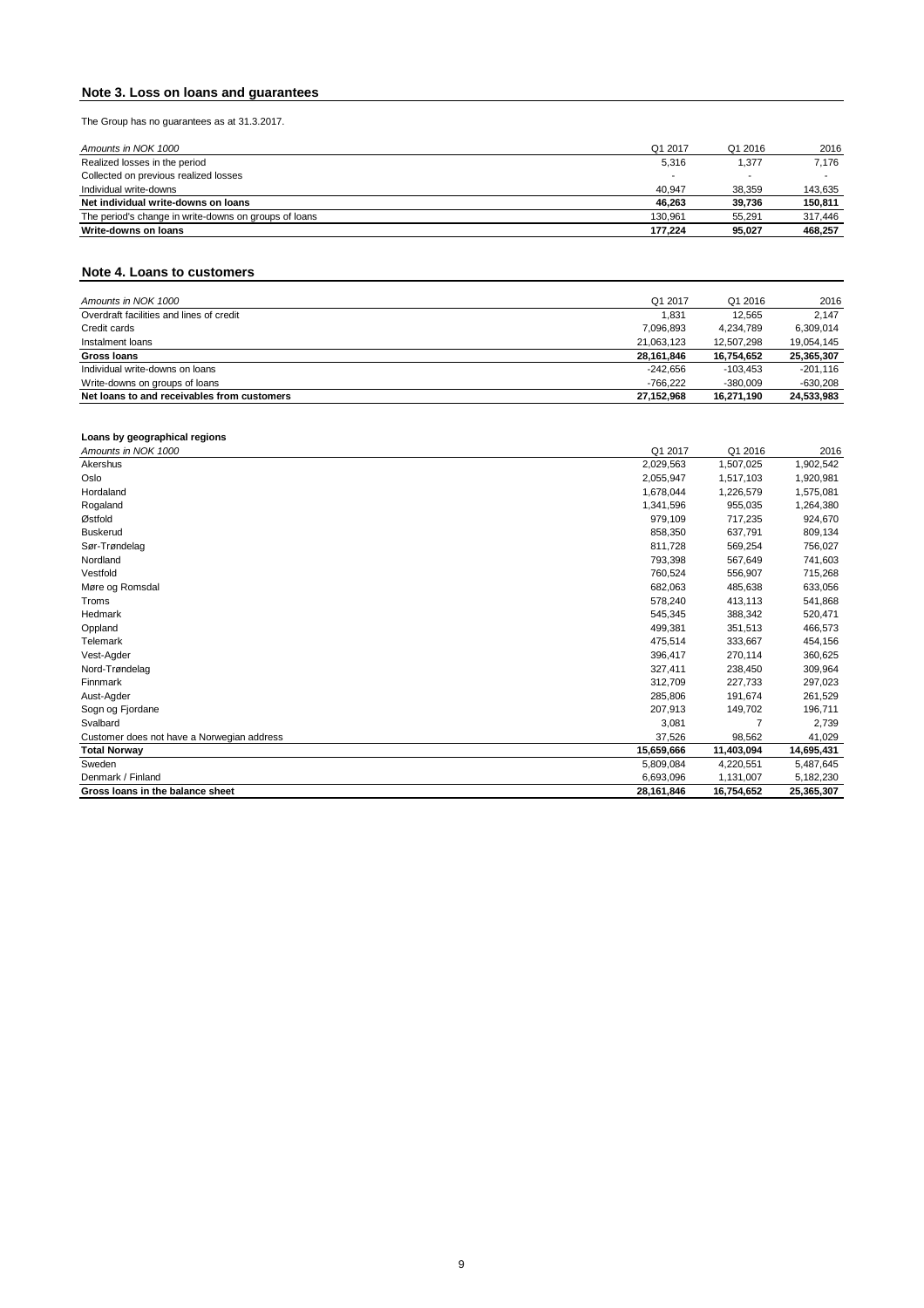## Note 3. Loss on loans and guarantees

The Group has no guarantees as at 31.3.2017.

| *Amounts in NOK 1000* | Q1 2017 | Q1 2016 | 2016 |
|---|---|---|---|
| Realized losses in the period | 5,316 | 1,377 | 7,176 |
| Collected on previous realized losses | - | - | - |
| Individual write-downs | 40,947 | 38,359 | 143,635 |
| **Net individual write-downs on loans** | **46,263** | **39,736** | **150,811** |
| The period's change in write-downs on groups of loans | 130,961 | 55,291 | 317,446 |
| **Write-downs on loans** | **177,224** | **95,027** | **468,257** |

## Note 4. Loans to customers

| *Amounts in NOK 1000* | Q1 2017 | Q1 2016 | 2016 |
|---|---|---|---|
| Overdraft facilities and lines of credit | 1,831 | 12,565 | 2,147 |
| Credit cards | 7,096,893 | 4,234,789 | 6,309,014 |
| Instalment loans | 21,063,123 | 12,507,298 | 19,054,145 |
| **Gross loans** | **28,161,846** | **16,754,652** | **25,365,307** |
| Individual write-downs on loans | -242,656 | -103,453 | -201,116 |
| Write-downs on groups of loans | -766,222 | -380,009 | -630,208 |
| **Net loans to and receivables from customers** | **27,152,968** | **16,271,190** | **24,533,983** |

**Loans by geographical regions**

| *Amounts in NOK 1000* | Q1 2017 | Q1 2016 | 2016 |
|---|---|---|---|
| Akershus | 2,029,563 | 1,507,025 | 1,902,542 |
| Oslo | 2,055,947 | 1,517,103 | 1,920,981 |
| Hordaland | 1,678,044 | 1,226,579 | 1,575,081 |
| Rogaland | 1,341,596 | 955,035 | 1,264,380 |
| Østfold | 979,109 | 717,235 | 924,670 |
| Buskerud | 858,350 | 637,791 | 809,134 |
| Sør-Trøndelag | 811,728 | 569,254 | 756,027 |
| Nordland | 793,398 | 567,649 | 741,603 |
| Vestfold | 760,524 | 556,907 | 715,268 |
| Møre og Romsdal | 682,063 | 485,638 | 633,056 |
| Troms | 578,240 | 413,113 | 541,868 |
| Hedmark | 545,345 | 388,342 | 520,471 |
| Oppland | 499,381 | 351,513 | 466,573 |
| Telemark | 475,514 | 333,667 | 454,156 |
| Vest-Agder | 396,417 | 270,114 | 360,625 |
| Nord-Trøndelag | 327,411 | 238,450 | 309,964 |
| Finnmark | 312,709 | 227,733 | 297,023 |
| Aust-Agder | 285,806 | 191,674 | 261,529 |
| Sogn og Fjordane | 207,913 | 149,702 | 196,711 |
| Svalbard | 3,081 | 7 | 2,739 |
| Customer does not have a Norwegian address | 37,526 | 98,562 | 41,029 |
| **Total Norway** | **15,659,666** | **11,403,094** | **14,695,431** |
| Sweden | 5,809,084 | 4,220,551 | 5,487,645 |
| Denmark / Finland | 6,693,096 | 1,131,007 | 5,182,230 |
| **Gross loans in the balance sheet** | **28,161,846** | **16,754,652** | **25,365,307** |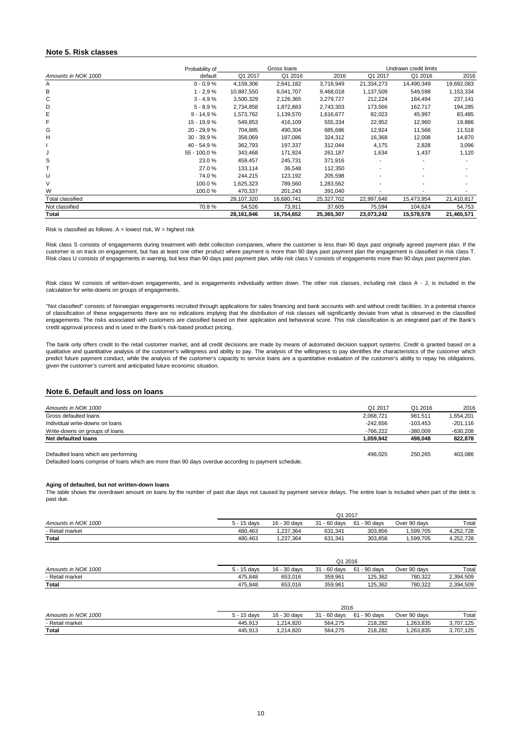## Note 5. Risk classes

| Amounts in NOK 1000 | Probability of default | Gross loans | | | Undrawn credit limits | | |
|---|---|---|---|---|---|---|---|
| | | Q1 2017 | Q1 2016 | 2016 | Q1 2017 | Q1 2016 | 2016 |
| A | 0 - 0,9 % | 4,159,306 | 2,641,182 | 3,716,949 | 21,334,273 | 14,490,349 | 19,692,083 |
| B | 1 - 2,9 % | 10,887,550 | 6,041,707 | 9,468,018 | 1,137,509 | 549,598 | 1,153,334 |
| C | 3 - 4,9 % | 3,500,329 | 2,126,365 | 3,279,727 | 212,224 | 184,494 | 237,141 |
| D | 5 - 8,9 % | 2,734,858 | 1,872,883 | 2,743,303 | 173,566 | 162,717 | 194,285 |
| E | 9 - 14,9 % | 1,573,762 | 1,139,570 | 1,616,677 | 82,023 | 45,997 | 83,485 |
| F | 15 - 19,9 % | 549,853 | 416,109 | 555,334 | 22,952 | 12,960 | 19,886 |
| G | 20 - 29,9 % | 704,885 | 490,304 | 685,686 | 12,924 | 11,566 | 11,518 |
| H | 30 - 39,9 % | 358,069 | 187,086 | 324,312 | 16,368 | 12,008 | 14,870 |
| I | 40 - 54,9 % | 362,793 | 197,337 | 312,044 | 4,175 | 2,828 | 3,096 |
| J | 55 - 100,0 % | 343,468 | 171,924 | 261,187 | 1,634 | 1,437 | 1,120 |
| S | 23.0 % | 459,457 | 245,731 | 371,916 | - | - | - |
| T | 27.0 % | 133,114 | 36,548 | 112,350 | - | - | - |
| U | 74.0 % | 244,215 | 123,192 | 205,598 | - | - | - |
| V | 100.0 % | 1,625,323 | 789,560 | 1,283,562 | - | - | - |
| W | 100.0 % | 470,337 | 201,243 | 391,040 | - | - | - |
| Total classified | | 28,107,320 | 16,680,741 | 25,327,702 | 22,997,648 | 15,473,954 | 21,410,817 |
| Not classified | 70.8 % | 54,526 | 73,911 | 37,605 | 75,594 | 104,624 | 54,753 |
| **Total** | | **28,161,846** | **16,754,652** | **25,365,307** | **23,073,242** | **15,578,578** | **21,465,571** |

Risk is classified as follows: A = lowest risk, W = highest risk

Risk class S consists of engagements during treatment with debt collection companies, where the customer is less than 90 days past originally agreed payment plan. If the customer is on track on engagement, but has at least one other product where payment is more than 90 days past payment plan the engagement is classified in risk class T. Risk class U consists of engagements in warning, but less than 90 days past payment plan, while risk class V consists of engagements more than 90 days past payment plan.

Risk class W consists of written-down engagements, and is engagements individually written down. The other risk classes, including risk class A - J, is included in the calculation for write-downs on groups of engagements.

"Not classified" consists of Norwegian engagements recruited through applications for sales financing and bank accounts with and without credit facilities. In a potential chance of classification of these engagements there are no indications implying that the distribution of risk classes will significantly deviate from what is observed in the classified engagements. The risks associated with customers are classified based on their application and behavioral score. This risk classification is an integrated part of the Bank's credit approval process and is used in the Bank's risk-based product pricing.

The bank only offers credit to the retail customer market, and all credit decisions are made by means of automated decision support systems. Credit is granted based on a qualitative and quantitative analysis of the customer's willingness and ability to pay. The analysis of the willingness to pay identifies the characteristics of the customer which predict future payment conduct, while the analysis of the customer's capacity to service loans are a quantitative evaluation of the customer's ability to repay his obligations, given the customer's current and anticipated future economic situation.

## Note 6. Default and loss on loans

| Amounts in NOK 1000 | Q1 2017 | Q1 2016 | 2016 |
|---|---|---|---|
| Gross defaulted loans | 2,068,721 | 981,511 | 1,654,201 |
| Individual write-downs on loans | -242,656 | -103,453 | -201,116 |
| Write-downs on groups of loans | -766,222 | -380,009 | -630,208 |
| **Net defaulted loans** | **1,059,842** | **498,048** | **822,878** |
| | | | |
| Defaulted loans which are performing | 496,025 | 250,265 | 403,086 |

Defaulted loans comprise of loans which are more than 90 days overdue according to payment schedule.

**Aging of defaulted, but not written-down loans**

The table shows the overdrawn amount on loans by the number of past due days not caused by payment service delays. The entire loan is included when part of the debt is past due.

| Amounts in NOK 1000 | Q1 2017 | | | | | |
|---|---|---|---|---|---|---|
| | 5 - 15 days | 16 - 30 days | 31 - 60 days | 61 - 90 days | Over 90 days | Total |
| - Retail market | 480,463 | 1,237,364 | 631,341 | 303,856 | 1,599,705 | 4,252,728 |
| **Total** | 480,463 | 1,237,364 | 631,341 | 303,856 | 1,599,705 | 4,252,728 |

| Amounts in NOK 1000 | Q1 2016 | | | | | |
|---|---|---|---|---|---|---|
| | 5 - 15 days | 16 - 30 days | 31 - 60 days | 61 - 90 days | Over 90 days | Total |
| - Retail market | 475,848 | 653,016 | 359,961 | 125,362 | 780,322 | 2,394,509 |
| **Total** | 475,848 | 653,016 | 359,961 | 125,362 | 780,322 | 2,394,509 |

| Amounts in NOK 1000 | 2016 | | | | | |
|---|---|---|---|---|---|---|
| | 5 - 15 days | 16 - 30 days | 31 - 60 days | 61 - 90 days | Over 90 days | Total |
| - Retail market | 445,913 | 1,214,820 | 564,275 | 218,282 | 1,263,835 | 3,707,125 |
| **Total** | 445,913 | 1,214,820 | 564,275 | 218,282 | 1,263,835 | 3,707,125 |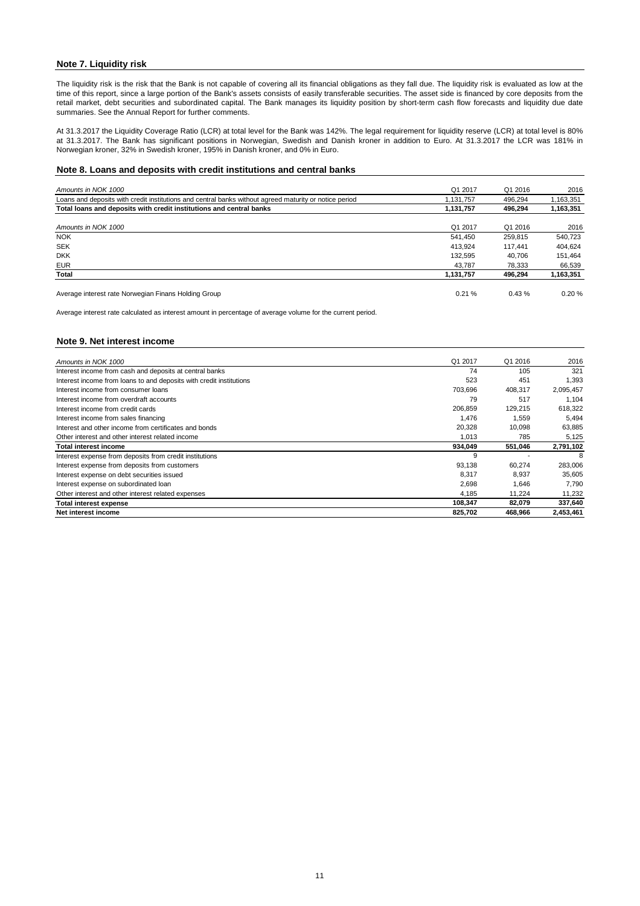## Note 7. Liquidity risk

The liquidity risk is the risk that the Bank is not capable of covering all its financial obligations as they fall due. The liquidity risk is evaluated as low at the time of this report, since a large portion of the Bank's assets consists of easily transferable securities. The asset side is financed by core deposits from the retail market, debt securities and subordinated capital. The Bank manages its liquidity position by short-term cash flow forecasts and liquidity due date summaries. See the Annual Report for further comments.

At 31.3.2017 the Liquidity Coverage Ratio (LCR) at total level for the Bank was 142%. The legal requirement for liquidity reserve (LCR) at total level is 80% at 31.3.2017. The Bank has significant positions in Norwegian, Swedish and Danish kroner in addition to Euro. At 31.3.2017 the LCR was 181% in Norwegian kroner, 32% in Swedish kroner, 195% in Danish kroner, and 0% in Euro.

## Note 8. Loans and deposits with credit institutions and central banks

| *Amounts in NOK 1000* | Q1 2017 | Q1 2016 | 2016 |
|---|---|---|---|
| Loans and deposits with credit institutions and central banks without agreed maturity or notice period | 1,131,757 | 496,294 | 1,163,351 |
| **Total loans and deposits with credit institutions and central banks** | **1,131,757** | **496,294** | **1,163,351** |

| *Amounts in NOK 1000* | Q1 2017 | Q1 2016 | 2016 |
|---|---|---|---|
| NOK | 541,450 | 259,815 | 540,723 |
| SEK | 413,924 | 117,441 | 404,624 |
| DKK | 132,595 | 40,706 | 151,464 |
| EUR | 43,787 | 78,333 | 66,539 |
| **Total** | **1,131,757** | **496,294** | **1,163,351** |
| | | | |
| Average interest rate Norwegian Finans Holding Group | 0.21 % | 0.43 % | 0.20 % |

Average interest rate calculated as interest amount in percentage of average volume for the current period.

## Note 9. Net interest income

| *Amounts in NOK 1000* | Q1 2017 | Q1 2016 | 2016 |
|---|---|---|---|
| Interest income from cash and deposits at central banks | 74 | 105 | 321 |
| Interest income from loans to and deposits with credit institutions | 523 | 451 | 1,393 |
| Interest income from consumer loans | 703,696 | 408,317 | 2,095,457 |
| Interest income from overdraft accounts | 79 | 517 | 1,104 |
| Interest income from credit cards | 206,859 | 129,215 | 618,322 |
| Interest income from sales financing | 1,476 | 1,559 | 5,494 |
| Interest and other income from certificates and bonds | 20,328 | 10,098 | 63,885 |
| Other interest and other interest related income | 1,013 | 785 | 5,125 |
| **Total interest income** | **934,049** | **551,046** | **2,791,102** |
| Interest expense from deposits from credit institutions | 9 | - | 8 |
| Interest expense from deposits from customers | 93,138 | 60,274 | 283,006 |
| Interest expense on debt securities issued | 8,317 | 8,937 | 35,605 |
| Interest expense on subordinated loan | 2,698 | 1,646 | 7,790 |
| Other interest and other interest related expenses | 4,185 | 11,224 | 11,232 |
| **Total interest expense** | **108,347** | **82,079** | **337,640** |
| **Net interest income** | **825,702** | **468,966** | **2,453,461** |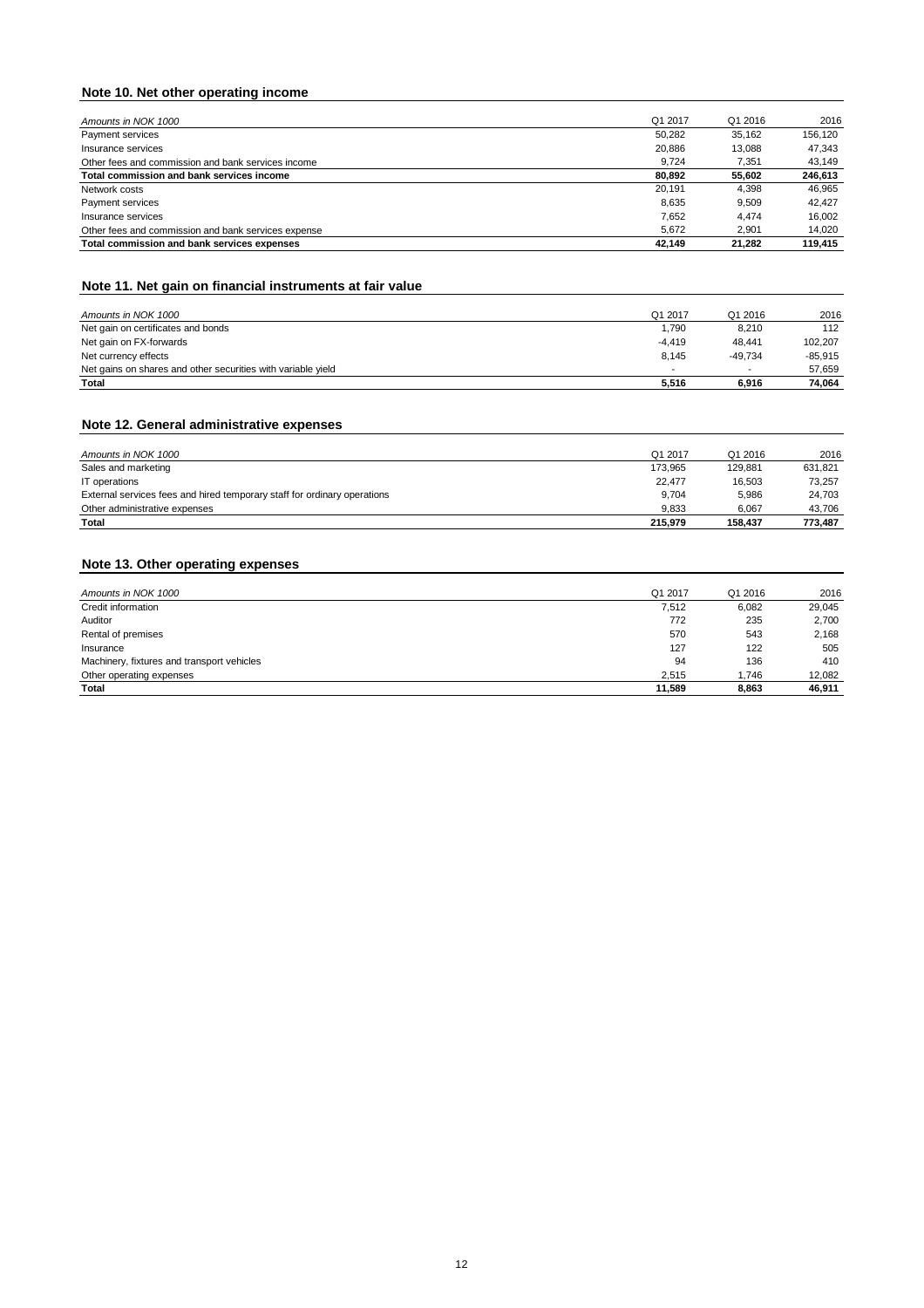## Note 10. Net other operating income

| *Amounts in NOK 1000* | Q1 2017 | Q1 2016 | 2016 |
|---|---|---|---|
| Payment services | 50,282 | 35,162 | 156,120 |
| Insurance services | 20,886 | 13,088 | 47,343 |
| Other fees and commission and bank services income | 9,724 | 7,351 | 43,149 |
| **Total commission and bank services income** | **80,892** | **55,602** | **246,613** |
| Network costs | 20,191 | 4,398 | 46,965 |
| Payment services | 8,635 | 9,509 | 42,427 |
| Insurance services | 7,652 | 4,474 | 16,002 |
| Other fees and commission and bank services expense | 5,672 | 2,901 | 14,020 |
| **Total commission and bank services expenses** | **42,149** | **21,282** | **119,415** |

## Note 11. Net gain on financial instruments at fair value

| *Amounts in NOK 1000* | Q1 2017 | Q1 2016 | 2016 |
|---|---|---|---|
| Net gain on certificates and bonds | 1,790 | 8,210 | 112 |
| Net gain on FX-forwards | -4,419 | 48,441 | 102,207 |
| Net currency effects | 8,145 | -49,734 | -85,915 |
| Net gains on shares and other securities with variable yield | - | - | 57,659 |
| **Total** | **5,516** | **6,916** | **74,064** |

## Note 12. General administrative expenses

| *Amounts in NOK 1000* | Q1 2017 | Q1 2016 | 2016 |
|---|---|---|---|
| Sales and marketing | 173,965 | 129,881 | 631,821 |
| IT operations | 22,477 | 16,503 | 73,257 |
| External services fees and hired temporary staff for ordinary operations | 9,704 | 5,986 | 24,703 |
| Other administrative expenses | 9,833 | 6,067 | 43,706 |
| **Total** | **215,979** | **158,437** | **773,487** |

## Note 13. Other operating expenses

| *Amounts in NOK 1000* | Q1 2017 | Q1 2016 | 2016 |
|---|---|---|---|
| Credit information | 7,512 | 6,082 | 29,045 |
| Auditor | 772 | 235 | 2,700 |
| Rental of premises | 570 | 543 | 2,168 |
| Insurance | 127 | 122 | 505 |
| Machinery, fixtures and transport vehicles | 94 | 136 | 410 |
| Other operating expenses | 2,515 | 1,746 | 12,082 |
| **Total** | **11,589** | **8,863** | **46,911** |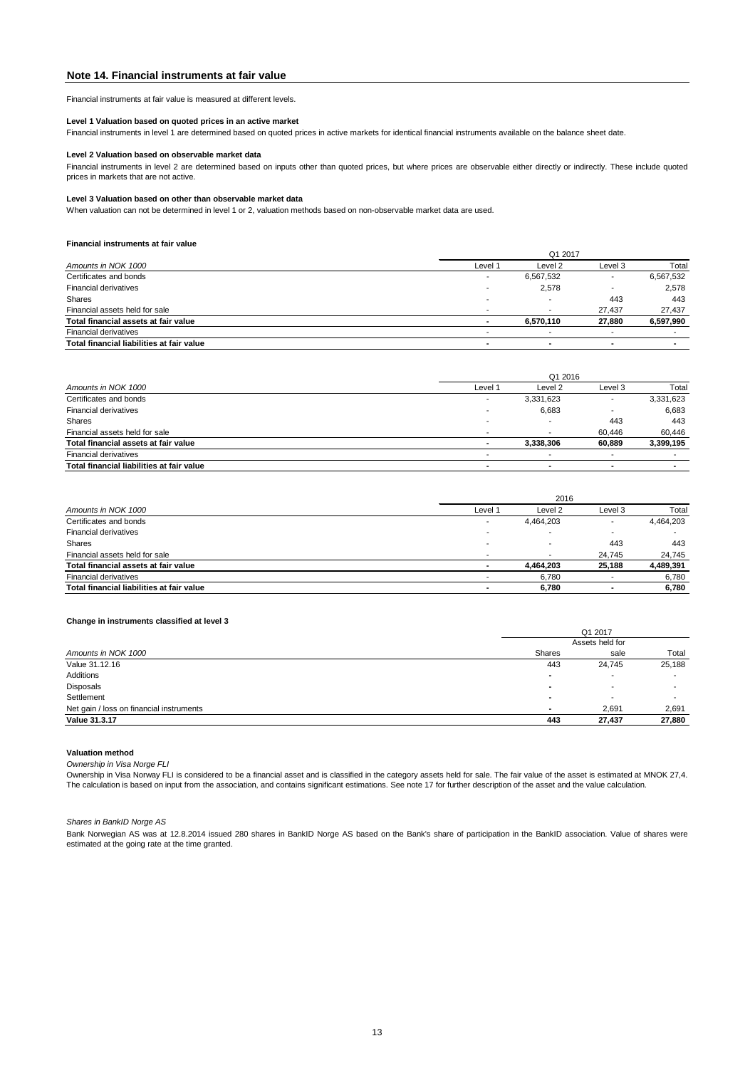## Note 14. Financial instruments at fair value

Financial instruments at fair value is measured at different levels.

**Level 1 Valuation based on quoted prices in an active market**

Financial instruments in level 1 are determined based on quoted prices in active markets for identical financial instruments available on the balance sheet date.

**Level 2 Valuation based on observable market data**

Financial instruments in level 2 are determined based on inputs other than quoted prices, but where prices are observable either directly or indirectly. These include quoted prices in markets that are not active.

**Level 3 Valuation based on other than observable market data**

When valuation can not be determined in level 1 or 2, valuation methods based on non-observable market data are used.

**Financial instruments at fair value**

| | Q1 2017 | | | |
|---|---|---|---|---|
| *Amounts in NOK 1000* | Level 1 | Level 2 | Level 3 | Total |
| Certificates and bonds | - | 6,567,532 | - | 6,567,532 |
| Financial derivatives | - | 2,578 | - | 2,578 |
| Shares | - | - | 443 | 443 |
| Financial assets held for sale | - | - | 27,437 | 27,437 |
| **Total financial assets at fair value** | **-** | **6,570,110** | **27,880** | **6,597,990** |
| Financial derivatives | - | - | - | - |
| **Total financial liabilities at fair value** | **-** | **-** | **-** | **-** |

| | Q1 2016 | | | |
|---|---|---|---|---|
| *Amounts in NOK 1000* | Level 1 | Level 2 | Level 3 | Total |
| Certificates and bonds | - | 3,331,623 | - | 3,331,623 |
| Financial derivatives | - | 6,683 | - | 6,683 |
| Shares | - | - | 443 | 443 |
| Financial assets held for sale | - | - | 60,446 | 60,446 |
| **Total financial assets at fair value** | **-** | **3,338,306** | **60,889** | **3,399,195** |
| Financial derivatives | - | - | - | - |
| **Total financial liabilities at fair value** | **-** | **-** | **-** | **-** |

| | 2016 | | | |
|---|---|---|---|---|
| *Amounts in NOK 1000* | Level 1 | Level 2 | Level 3 | Total |
| Certificates and bonds | - | 4,464,203 | - | 4,464,203 |
| Financial derivatives | - | - | - | - |
| Shares | - | - | 443 | 443 |
| Financial assets held for sale | - | - | 24,745 | 24,745 |
| **Total financial assets at fair value** | **-** | **4,464,203** | **25,188** | **4,489,391** |
| Financial derivatives | - | 6,780 | - | 6,780 |
| **Total financial liabilities at fair value** | **-** | **6,780** | **-** | **6,780** |

**Change in instruments classified at level 3**

| | Q1 2017 | | |
|---|---|---|---|
| *Amounts in NOK 1000* | Shares | Assets held for sale | Total |
| Value 31.12.16 | 443 | 24,745 | 25,188 |
| Additions | - | - | - |
| Disposals | - | - | - |
| Settlement | - | - | - |
| Net gain / loss on financial instruments | - | 2,691 | 2,691 |
| **Value 31.3.17** | **443** | **27,437** | **27,880** |

**Valuation method**

*Ownership in Visa Norge FLI*

Ownership in Visa Norway FLI is considered to be a financial asset and is classified in the category assets held for sale. The fair value of the asset is estimated at MNOK 27,4. The calculation is based on input from the association, and contains significant estimations. See note 17 for further description of the asset and the value calculation.

*Shares in BankID Norge AS*

Bank Norwegian AS was at 12.8.2014 issued 280 shares in BankID Norge AS based on the Bank's share of participation in the BankID association. Value of shares were estimated at the going rate at the time granted.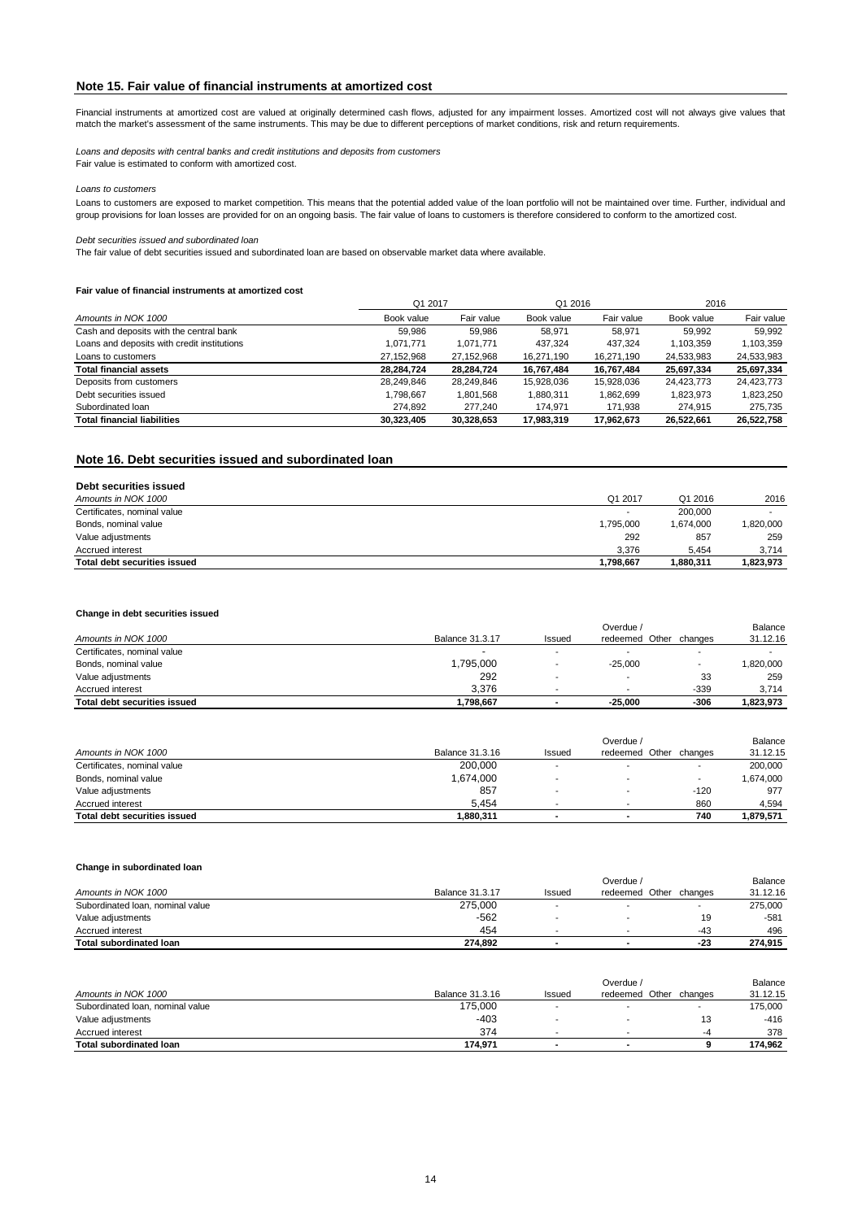## Note 15. Fair value of financial instruments at amortized cost

Financial instruments at amortized cost are valued at originally determined cash flows, adjusted for any impairment losses. Amortized cost will not always give values that match the market's assessment of the same instruments. This may be due to different perceptions of market conditions, risk and return requirements.

*Loans and deposits with central banks and credit institutions and deposits from customers*
Fair value is estimated to conform with amortized cost.

*Loans to customers*
Loans to customers are exposed to market competition. This means that the potential added value of the loan portfolio will not be maintained over time. Further, individual and group provisions for loan losses are provided for on an ongoing basis. The fair value of loans to customers is therefore considered to conform to the amortized cost.

*Debt securities issued and subordinated loan*
The fair value of debt securities issued and subordinated loan are based on observable market data where available.

**Fair value of financial instruments at amortized cost**

| | Q1 2017 | | Q1 2016 | | 2016 | |
|---|---|---|---|---|---|---|
| *Amounts in NOK 1000* | Book value | Fair value | Book value | Fair value | Book value | Fair value |
| Cash and deposits with the central bank | 59,986 | 59,986 | 58,971 | 58,971 | 59,992 | 59,992 |
| Loans and deposits with credit institutions | 1,071,771 | 1,071,771 | 437,324 | 437,324 | 1,103,359 | 1,103,359 |
| Loans to customers | 27,152,968 | 27,152,968 | 16,271,190 | 16,271,190 | 24,533,983 | 24,533,983 |
| **Total financial assets** | **28,284,724** | **28,284,724** | **16,767,484** | **16,767,484** | **25,697,334** | **25,697,334** |
| Deposits from customers | 28,249,846 | 28,249,846 | 15,928,036 | 15,928,036 | 24,423,773 | 24,423,773 |
| Debt securities issued | 1,798,667 | 1,801,568 | 1,880,311 | 1,862,699 | 1,823,973 | 1,823,250 |
| Subordinated loan | 274,892 | 277,240 | 174,971 | 171,938 | 274,915 | 275,735 |
| **Total financial liabilities** | **30,323,405** | **30,328,653** | **17,983,319** | **17,962,673** | **26,522,661** | **26,522,758** |

## Note 16. Debt securities issued and subordinated loan

**Debt securities issued**

| *Amounts in NOK 1000* | Q1 2017 | Q1 2016 | 2016 |
|---|---|---|---|
| Certificates, nominal value | - | 200,000 | - |
| Bonds, nominal value | 1,795,000 | 1,674,000 | 1,820,000 |
| Value adjustments | 292 | 857 | 259 |
| Accrued interest | 3,376 | 5,454 | 3,714 |
| **Total debt securities issued** | **1,798,667** | **1,880,311** | **1,823,973** |

**Change in debt securities issued**

| *Amounts in NOK 1000* | Balance 31.3.17 | Issued | Overdue / redeemed | Other changes | Balance 31.12.16 |
|---|---|---|---|---|---|
| Certificates, nominal value | - | - | - | - | - |
| Bonds, nominal value | 1,795,000 | - | -25,000 | - | 1,820,000 |
| Value adjustments | 292 | - | - | 33 | 259 |
| Accrued interest | 3,376 | - | - | -339 | 3,714 |
| **Total debt securities issued** | **1,798,667** | **-** | **-25,000** | **-306** | **1,823,973** |

| *Amounts in NOK 1000* | Balance 31.3.16 | Issued | Overdue / redeemed | Other changes | Balance 31.12.15 |
|---|---|---|---|---|---|
| Certificates, nominal value | 200,000 | - | - | - | 200,000 |
| Bonds, nominal value | 1,674,000 | - | - | - | 1,674,000 |
| Value adjustments | 857 | - | - | -120 | 977 |
| Accrued interest | 5,454 | - | - | 860 | 4,594 |
| **Total debt securities issued** | **1,880,311** | **-** | **-** | **740** | **1,879,571** |

**Change in subordinated loan**

| *Amounts in NOK 1000* | Balance 31.3.17 | Issued | Overdue / redeemed | Other changes | Balance 31.12.16 |
|---|---|---|---|---|---|
| Subordinated loan, nominal value | 275,000 | - | - | - | 275,000 |
| Value adjustments | -562 | - | - | 19 | -581 |
| Accrued interest | 454 | - | - | -43 | 496 |
| **Total subordinated loan** | **274,892** | **-** | **-** | **-23** | **274,915** |

| *Amounts in NOK 1000* | Balance 31.3.16 | Issued | Overdue / redeemed | Other changes | Balance 31.12.15 |
|---|---|---|---|---|---|
| Subordinated loan, nominal value | 175,000 | - | - | - | 175,000 |
| Value adjustments | -403 | - | - | 13 | -416 |
| Accrued interest | 374 | - | - | -4 | 378 |
| **Total subordinated loan** | **174,971** | **-** | **-** | **9** | **174,962** |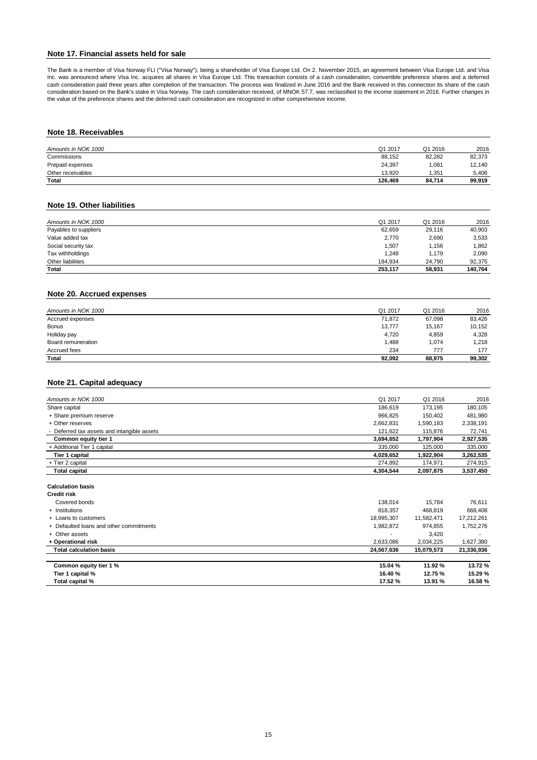## Note 17. Financial assets held for sale

The Bank is a member of Visa Norway FLI ("Visa Norway"), being a shareholder of Visa Europe Ltd. On 2. November 2015, an agreement between Visa Europe Ltd. and Visa Inc. was announced where Visa Inc. acquires all shares in Visa Europe Ltd. This transaction consists of a cash consideration, convertible preference shares and a deferred cash consideration paid three years after completion of the transaction. The process was finalized in June 2016 and the Bank received in this connection its share of the cash consideration based on the Bank's stake in Visa Norway. The cash consideration received, of MNOK 57.7, was reclassified to the income statement in 2016. Further changes in the value of the preference shares and the deferred cash consideration are recognized in other comprehensive income.

## Note 18. Receivables

| *Amounts in NOK 1000* | Q1 2017 | Q1 2016 | 2016 |
|---|---|---|---|
| Commissions | 88,152 | 82,282 | 82,373 |
| Prepaid expenses | 24,397 | 1,081 | 12,140 |
| Other receivables | 13,920 | 1,351 | 5,406 |
| **Total** | **126,469** | **84,714** | **99,919** |

## Note 19. Other liabilities

| *Amounts in NOK 1000* | Q1 2017 | Q1 2016 | 2016 |
|---|---|---|---|
| Payables to suppliers | 62,659 | 29,116 | 40,903 |
| Value added tax | 2,770 | 2,690 | 3,533 |
| Social security tax | 1,507 | 1,156 | 1,862 |
| Tax withholdings | 1,248 | 1,179 | 2,090 |
| Other liabilities | 184,934 | 24,790 | 92,375 |
| **Total** | **253,117** | **58,931** | **140,764** |

## Note 20. Accrued expenses

| *Amounts in NOK 1000* | Q1 2017 | Q1 2016 | 2016 |
|---|---|---|---|
| Accrued expenses | 71,872 | 67,098 | 83,426 |
| Bonus | 13,777 | 15,167 | 10,152 |
| Holiday pay | 4,720 | 4,859 | 4,328 |
| Board remuneration | 1,488 | 1,074 | 1,218 |
| Accrued fees | 234 | 777 | 177 |
| **Total** | **92,092** | **88,975** | **99,302** |

## Note 21. Capital adequacy

| *Amounts in NOK 1000* | Q1 2017 | Q1 2016 | 2016 |
|---|---|---|---|
| Share capital | 186,619 | 173,195 | 180,105 |
| + Share premium reserve | 966,825 | 150,402 | 481,980 |
| + Other reserves | 2,662,831 | 1,590,183 | 2,338,191 |
| - Deferred tax assets and intangible assets | 121,622 | 115,876 | 72,741 |
| **Common equity tier 1** | **3,694,652** | **1,797,904** | **2,927,535** |
| + Additional Tier 1 capital | 335,000 | 125,000 | 335,000 |
| **Tier 1 capital** | **4,029,652** | **1,922,904** | **3,262,535** |
| + Tier 2 capital | 274,892 | 174,971 | 274,915 |
| **Total capital** | **4,304,544** | **2,097,875** | **3,537,450** |
| | | | |
| **Calculation basis** | | | |
| **Credit risk** | | | |
| Covered bonds | 138,014 | 15,784 | 76,611 |
| + Institutions | 818,357 | 468,819 | 668,408 |
| + Loans to customers | 18,995,307 | 11,582,471 | 17,212,261 |
| + Defaulted loans and other commitments | 1,982,872 | 974,855 | 1,752,276 |
| + Other assets | - | 3,420 | - |
| **+ Operational risk** | 2,633,086 | 2,034,225 | 1,627,380 |
| **Total calculation basis** | **24,567,636** | **15,079,573** | **21,336,936** |
| | | | |
| **Common equity tier 1 %** | **15.04 %** | **11.92 %** | **13.72 %** |
| **Tier 1 capital %** | **16.40 %** | **12.75 %** | **15.29 %** |
| **Total capital %** | **17.52 %** | **13.91 %** | **16.58 %** |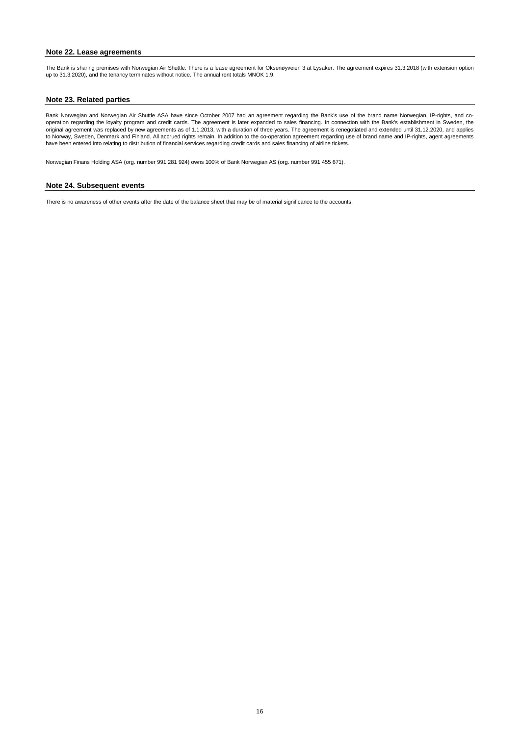## Note 22. Lease agreements

The Bank is sharing premises with Norwegian Air Shuttle. There is a lease agreement for Oksenøyveien 3 at Lysaker. The agreement expires 31.3.2018 (with extension option up to 31.3.2020), and the tenancy terminates without notice. The annual rent totals MNOK 1.9.

## Note 23. Related parties

Bank Norwegian and Norwegian Air Shuttle ASA have since October 2007 had an agreement regarding the Bank's use of the brand name Norwegian, IP-rights, and co-operation regarding the loyalty program and credit cards. The agreement is later expanded to sales financing. In connection with the Bank's establishment in Sweden, the original agreement was replaced by new agreements as of 1.1.2013, with a duration of three years. The agreement is renegotiated and extended until 31.12.2020, and applies to Norway, Sweden, Denmark and Finland. All accrued rights remain. In addition to the co-operation agreement regarding use of brand name and IP-rights, agent agreements have been entered into relating to distribution of financial services regarding credit cards and sales financing of airline tickets.

Norwegian Finans Holding ASA (org. number 991 281 924) owns 100% of Bank Norwegian AS (org. number 991 455 671).

## Note 24. Subsequent events

There is no awareness of other events after the date of the balance sheet that may be of material significance to the accounts.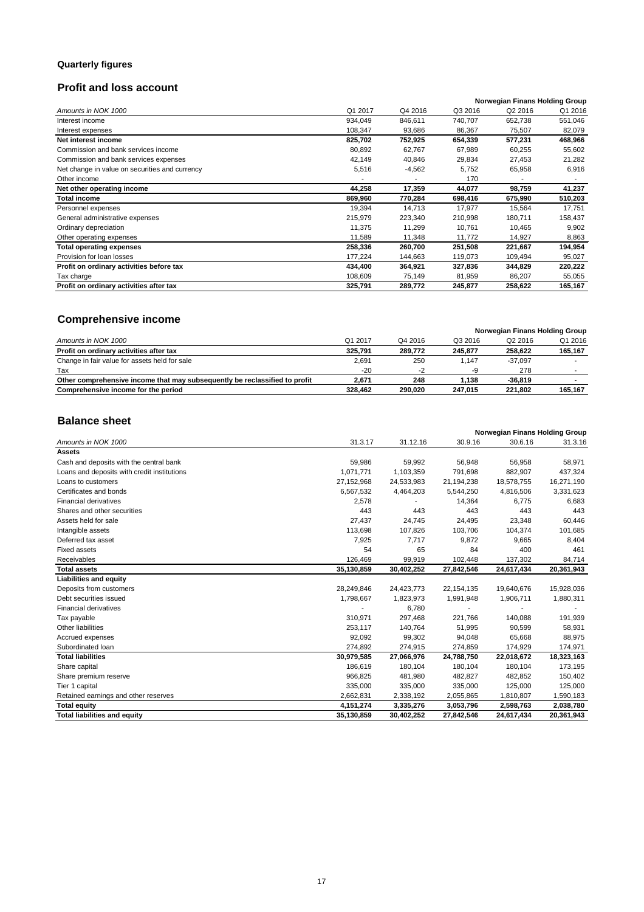## Quarterly figures

### Profit and loss account

| Amounts in NOK 1000 | Norwegian Finans Holding Group | | | | |
|---|---|---|---|---|---|
| | Q1 2017 | Q4 2016 | Q3 2016 | Q2 2016 | Q1 2016 |
| Interest income | 934,049 | 846,611 | 740,707 | 652,738 | 551,046 |
| Interest expenses | 108,347 | 93,686 | 86,367 | 75,507 | 82,079 |
| **Net interest income** | **825,702** | **752,925** | **654,339** | **577,231** | **468,966** |
| Commission and bank services income | 80,892 | 62,767 | 67,989 | 60,255 | 55,602 |
| Commission and bank services expenses | 42,149 | 40,846 | 29,834 | 27,453 | 21,282 |
| Net change in value on securities and currency | 5,516 | -4,562 | 5,752 | 65,958 | 6,916 |
| Other income | - | - | 170 | - | - |
| **Net other operating income** | **44,258** | **17,359** | **44,077** | **98,759** | **41,237** |
| **Total income** | **869,960** | **770,284** | **698,416** | **675,990** | **510,203** |
| Personnel expenses | 19,394 | 14,713 | 17,977 | 15,564 | 17,751 |
| General administrative expenses | 215,979 | 223,340 | 210,998 | 180,711 | 158,437 |
| Ordinary depreciation | 11,375 | 11,299 | 10,761 | 10,465 | 9,902 |
| Other operating expenses | 11,589 | 11,348 | 11,772 | 14,927 | 8,863 |
| **Total operating expenses** | **258,336** | **260,700** | **251,508** | **221,667** | **194,954** |
| Provision for loan losses | 177,224 | 144,663 | 119,073 | 109,494 | 95,027 |
| **Profit on ordinary activities before tax** | **434,400** | **364,921** | **327,836** | **344,829** | **220,222** |
| Tax charge | 108,609 | 75,149 | 81,959 | 86,207 | 55,055 |
| **Profit on ordinary activities after tax** | **325,791** | **289,772** | **245,877** | **258,622** | **165,167** |

### Comprehensive income

| Amounts in NOK 1000 | Norwegian Finans Holding Group | | | | |
|---|---|---|---|---|---|
| | Q1 2017 | Q4 2016 | Q3 2016 | Q2 2016 | Q1 2016 |
| **Profit on ordinary activities after tax** | **325,791** | **289,772** | **245,877** | **258,622** | **165,167** |
| Change in fair value for assets held for sale | 2,691 | 250 | 1,147 | -37,097 | - |
| Tax | -20 | -2 | -9 | 278 | - |
| **Other comprehensive income that may subsequently be reclassified to profit** | **2,671** | **248** | **1,138** | **-36,819** | **-** |
| **Comprehensive income for the period** | **328,462** | **290,020** | **247,015** | **221,802** | **165,167** |

### Balance sheet

| Amounts in NOK 1000 | Norwegian Finans Holding Group | | | | |
|---|---|---|---|---|---|
| | 31.3.17 | 31.12.16 | 30.9.16 | 30.6.16 | 31.3.16 |
| **Assets** | | | | | |
| Cash and deposits with the central bank | 59,986 | 59,992 | 56,948 | 56,958 | 58,971 |
| Loans and deposits with credit institutions | 1,071,771 | 1,103,359 | 791,698 | 882,907 | 437,324 |
| Loans to customers | 27,152,968 | 24,533,983 | 21,194,238 | 18,578,755 | 16,271,190 |
| Certificates and bonds | 6,567,532 | 4,464,203 | 5,544,250 | 4,816,506 | 3,331,623 |
| Financial derivatives | 2,578 | - | 14,364 | 6,775 | 6,683 |
| Shares and other securities | 443 | 443 | 443 | 443 | 443 |
| Assets held for sale | 27,437 | 24,745 | 24,495 | 23,348 | 60,446 |
| Intangible assets | 113,698 | 107,826 | 103,706 | 104,374 | 101,685 |
| Deferred tax asset | 7,925 | 7,717 | 9,872 | 9,665 | 8,404 |
| Fixed assets | 54 | 65 | 84 | 400 | 461 |
| Receivables | 126,469 | 99,919 | 102,448 | 137,302 | 84,714 |
| **Total assets** | **35,130,859** | **30,402,252** | **27,842,546** | **24,617,434** | **20,361,943** |
| **Liabilities and equity** | | | | | |
| Deposits from customers | 28,249,846 | 24,423,773 | 22,154,135 | 19,640,676 | 15,928,036 |
| Debt securities issued | 1,798,667 | 1,823,973 | 1,991,948 | 1,906,711 | 1,880,311 |
| Financial derivatives | - | 6,780 | - | - | - |
| Tax payable | 310,971 | 297,468 | 221,766 | 140,088 | 191,939 |
| Other liabilities | 253,117 | 140,764 | 51,995 | 90,599 | 58,931 |
| Accrued expenses | 92,092 | 99,302 | 94,048 | 65,668 | 88,975 |
| Subordinated loan | 274,892 | 274,915 | 274,859 | 174,929 | 174,971 |
| **Total liabilities** | **30,979,585** | **27,066,976** | **24,788,750** | **22,018,672** | **18,323,163** |
| Share capital | 186,619 | 180,104 | 180,104 | 180,104 | 173,195 |
| Share premium reserve | 966,825 | 481,980 | 482,827 | 482,852 | 150,402 |
| Tier 1 capital | 335,000 | 335,000 | 335,000 | 125,000 | 125,000 |
| Retained earnings and other reserves | 2,662,831 | 2,338,192 | 2,055,865 | 1,810,807 | 1,590,183 |
| **Total equity** | **4,151,274** | **3,335,276** | **3,053,796** | **2,598,763** | **2,038,780** |
| **Total liabilities and equity** | **35,130,859** | **30,402,252** | **27,842,546** | **24,617,434** | **20,361,943** |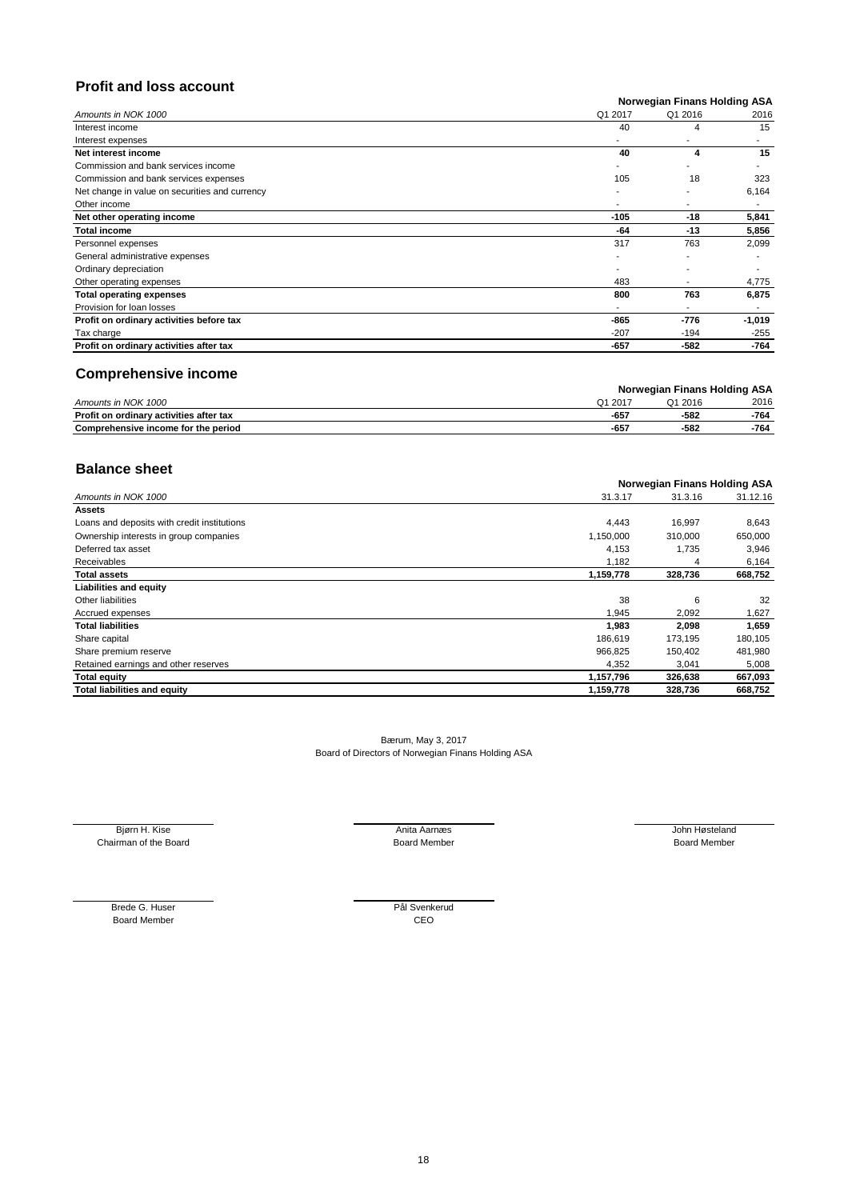## Profit and loss account

| Amounts in NOK 1000 | Q1 2017 | Q1 2016 | 2016 |
|---|---|---|---|
| | **Norwegian Finans Holding ASA** | | |
| Interest income | 40 | 4 | 15 |
| Interest expenses | - | - | - |
| **Net interest income** | **40** | **4** | **15** |
| Commission and bank services income | - | - | - |
| Commission and bank services expenses | 105 | 18 | 323 |
| Net change in value on securities and currency | - | - | 6,164 |
| Other income | - | - | - |
| **Net other operating income** | **-105** | **-18** | **5,841** |
| **Total income** | **-64** | **-13** | **5,856** |
| Personnel expenses | 317 | 763 | 2,099 |
| General administrative expenses | - | - | - |
| Ordinary depreciation | - | - | - |
| Other operating expenses | 483 | - | 4,775 |
| **Total operating expenses** | **800** | **763** | **6,875** |
| Provision for loan losses | - | - | - |
| **Profit on ordinary activities before tax** | **-865** | **-776** | **-1,019** |
| Tax charge | -207 | -194 | -255 |
| **Profit on ordinary activities after tax** | **-657** | **-582** | **-764** |

## Comprehensive income

| Amounts in NOK 1000 | Q1 2017 | Q1 2016 | 2016 |
|---|---|---|---|
| | **Norwegian Finans Holding ASA** | | |
| **Profit on ordinary activities after tax** | **-657** | **-582** | **-764** |
| **Comprehensive income for the period** | **-657** | **-582** | **-764** |

## Balance sheet

| Amounts in NOK 1000 | 31.3.17 | 31.3.16 | 31.12.16 |
|---|---|---|---|
| | **Norwegian Finans Holding ASA** | | |
| **Assets** | | | |
| Loans and deposits with credit institutions | 4,443 | 16,997 | 8,643 |
| Ownership interests in group companies | 1,150,000 | 310,000 | 650,000 |
| Deferred tax asset | 4,153 | 1,735 | 3,946 |
| Receivables | 1,182 | 4 | 6,164 |
| **Total assets** | **1,159,778** | **328,736** | **668,752** |
| **Liabilities and equity** | | | |
| Other liabilities | 38 | 6 | 32 |
| Accrued expenses | 1,945 | 2,092 | 1,627 |
| **Total liabilities** | **1,983** | **2,098** | **1,659** |
| Share capital | 186,619 | 173,195 | 180,105 |
| Share premium reserve | 966,825 | 150,402 | 481,980 |
| Retained earnings and other reserves | 4,352 | 3,041 | 5,008 |
| **Total equity** | **1,157,796** | **326,638** | **667,093** |
| **Total liabilities and equity** | **1,159,778** | **328,736** | **668,752** |

Bærum, May 3, 2017
Board of Directors of Norwegian Finans Holding ASA

Bjørn H. Kise
Chairman of the Board

Anita Aarnæs
Board Member

John Høsteland
Board Member

Brede G. Huser
Board Member

Pål Svenkerud
CEO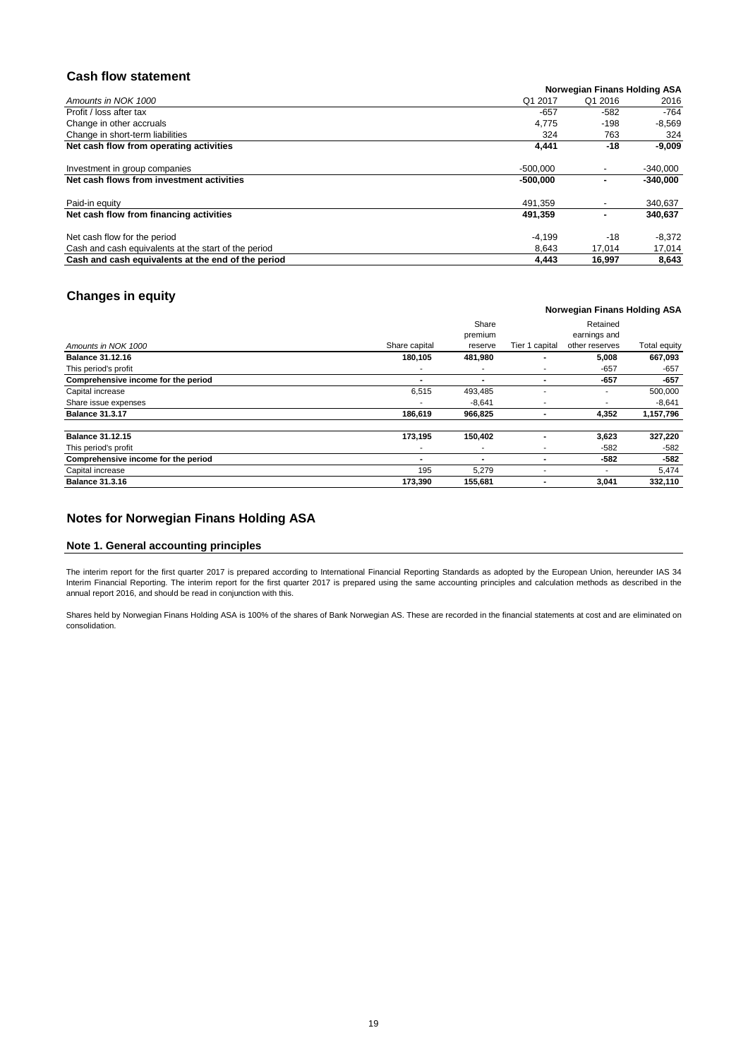## Cash flow statement

| Amounts in NOK 1000 | Q1 2017 | Q1 2016 | 2016 |
|---|---|---|---|
| | **Norwegian Finans Holding ASA** | | |
| Profit / loss after tax | -657 | -582 | -764 |
| Change in other accruals | 4,775 | -198 | -8,569 |
| Change in short-term liabilities | 324 | 763 | 324 |
| **Net cash flow from operating activities** | **4,441** | **-18** | **-9,009** |
| Investment in group companies | -500,000 | - | -340,000 |
| **Net cash flows from investment activities** | **-500,000** | **-** | **-340,000** |
| Paid-in equity | 491,359 | - | 340,637 |
| **Net cash flow from financing activities** | **491,359** | **-** | **340,637** |
| Net cash flow for the period | -4,199 | -18 | -8,372 |
| Cash and cash equivalents at the start of the period | 8,643 | 17,014 | 17,014 |
| **Cash and cash equivalents at the end of the period** | **4,443** | **16,997** | **8,643** |

## Changes in equity

**Norwegian Finans Holding ASA**

| Amounts in NOK 1000 | Share capital | Share premium reserve | Tier 1 capital | Retained earnings and other reserves | Total equity |
|---|---|---|---|---|---|
| **Balance 31.12.16** | **180,105** | **481,980** | **-** | **5,008** | **667,093** |
| This period's profit | - | - | - | -657 | -657 |
| **Comprehensive income for the period** | **-** | **-** | **-** | **-657** | **-657** |
| Capital increase | 6,515 | 493,485 | - | - | 500,000 |
| Share issue expenses | - | -8,641 | - | - | -8,641 |
| **Balance 31.3.17** | **186,619** | **966,825** | **-** | **4,352** | **1,157,796** |
| | | | | | |
| **Balance 31.12.15** | **173,195** | **150,402** | **-** | **3,623** | **327,220** |
| This period's profit | - | - | - | -582 | -582 |
| **Comprehensive income for the period** | **-** | **-** | **-** | **-582** | **-582** |
| Capital increase | 195 | 5,279 | - | - | 5,474 |
| **Balance 31.3.16** | **173,390** | **155,681** | **-** | **3,041** | **332,110** |

## Notes for Norwegian Finans Holding ASA

### Note 1. General accounting principles

The interim report for the first quarter 2017 is prepared according to International Financial Reporting Standards as adopted by the European Union, hereunder IAS 34 Interim Financial Reporting. The interim report for the first quarter 2017 is prepared using the same accounting principles and calculation methods as described in the annual report 2016, and should be read in conjunction with this.

Shares held by Norwegian Finans Holding ASA is 100% of the shares of Bank Norwegian AS. These are recorded in the financial statements at cost and are eliminated on consolidation.